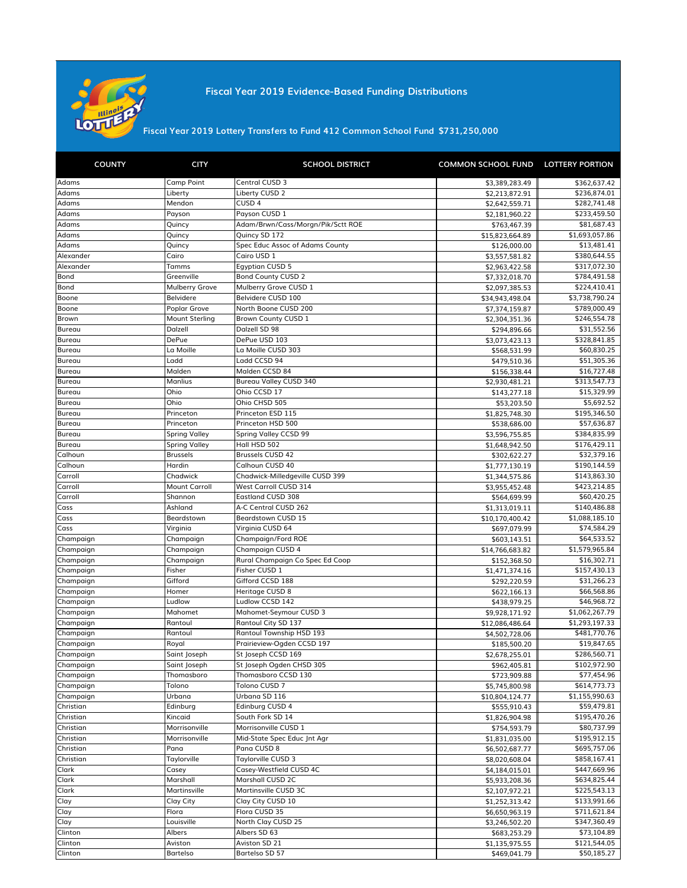# Fiscal Year 2019 Evidence-Based Funding Distributions

## Fiscal Year 2019 Lottery Transfers to Fund 412 Common School Fund $731,250,000

| COUNTY | CITY | SCHOOL DISTRICT | COMMON SCHOOL FUND | LOTTERY PORTION |
|---|---|---|---|---|
| Adams | Camp Point | Central CUSD 3 | $3,389,283.49 | $362,637.42 |
| Adams | Liberty | Liberty CUSD 2 | $2,213,872.91 | $236,874.01 |
| Adams | Mendon | CUSD 4 | $2,642,559.71 | $282,741.48 |
| Adams | Payson | Payson CUSD 1 | $2,181,960.22 | $233,459.50 |
| Adams | Quincy | Adam/Brwn/Cass/Morgn/Pik/Sctt ROE | $763,467.39 | $81,687.43 |
| Adams | Quincy | Quincy SD 172 | $15,823,664.89 | $1,693,057.86 |
| Adams | Quincy | Spec Educ Assoc of Adams County | $126,000.00 | $13,481.41 |
| Alexander | Cairo | Cairo USD 1 | $3,557,581.82 | $380,644.55 |
| Alexander | Tamms | Egyptian CUSD 5 | $2,963,422.58 | $317,072.30 |
| Bond | Greenville | Bond County CUSD 2 | $7,332,018.70 | $784,491.58 |
| Bond | Mulberry Grove | Mulberry Grove CUSD 1 | $2,097,385.53 | $224,410.41 |
| Boone | Belvidere | Belvidere CUSD 100 | $34,943,498.04 | $3,738,790.24 |
| Boone | Poplar Grove | North Boone CUSD 200 | $7,374,159.87 | $789,000.49 |
| Brown | Mount Sterling | Brown County CUSD 1 | $2,304,351.36 | $246,554.78 |
| Bureau | Dalzell | Dalzell SD 98 | $294,896.66 | $31,552.56 |
| Bureau | DePue | DePue USD 103 | $3,073,423.13 | $328,841.85 |
| Bureau | La Moille | La Moille CUSD 303 | $568,531.99 | $60,830.25 |
| Bureau | Ladd | Ladd CCSD 94 | $479,510.36 | $51,305.36 |
| Bureau | Malden | Malden CCSD 84 | $156,338.44 | $16,727.48 |
| Bureau | Manlius | Bureau Valley CUSD 340 | $2,930,481.21 | $313,547.73 |
| Bureau | Ohio | Ohio CCSD 17 | $143,277.18 | $15,329.99 |
| Bureau | Ohio | Ohio CHSD 505 | $53,203.50 | $5,692.52 |
| Bureau | Princeton | Princeton ESD 115 | $1,825,748.30 | $195,346.50 |
| Bureau | Princeton | Princeton HSD 500 | $538,686.00 | $57,636.87 |
| Bureau | Spring Valley | Spring Valley CCSD 99 | $3,596,755.85 | $384,835.99 |
| Bureau | Spring Valley | Hall HSD 502 | $1,648,942.50 | $176,429.11 |
| Calhoun | Brussels | Brussels CUSD 42 | $302,622.27 | $32,379.16 |
| Calhoun | Hardin | Calhoun CUSD 40 | $1,777,130.19 | $190,144.59 |
| Carroll | Chadwick | Chadwick-Milledgeville CUSD 399 | $1,344,575.86 | $143,863.30 |
| Carroll | Mount Carroll | West Carroll CUSD 314 | $3,955,452.48 | $423,214.85 |
| Carroll | Shannon | Eastland CUSD 308 | $564,699.99 | $60,420.25 |
| Cass | Ashland | A-C Central CUSD 262 | $1,313,019.11 | $140,486.88 |
| Cass | Beardstown | Beardstown CUSD 15 | $10,170,400.42 | $1,088,185.10 |
| Cass | Virginia | Virginia CUSD 64 | $697,079.99 | $74,584.29 |
| Champaign | Champaign | Champaign/Ford ROE | $603,143.51 | $64,533.52 |
| Champaign | Champaign | Champaign CUSD 4 | $14,766,683.82 | $1,579,965.84 |
| Champaign | Champaign | Rural Champaign Co Spec Ed Coop | $152,368.50 | $16,302.71 |
| Champaign | Fisher | Fisher CUSD 1 | $1,471,374.16 | $157,430.13 |
| Champaign | Gifford | Gifford CCSD 188 | $292,220.59 | $31,266.23 |
| Champaign | Homer | Heritage CUSD 8 | $622,166.13 | $66,568.86 |
| Champaign | Ludlow | Ludlow CCSD 142 | $438,979.25 | $46,968.72 |
| Champaign | Mahomet | Mahomet-Seymour CUSD 3 | $9,928,171.92 | $1,062,267.79 |
| Champaign | Rantoul | Rantoul City SD 137 | $12,086,486.64 | $1,293,197.33 |
| Champaign | Rantoul | Rantoul Township HSD 193 | $4,502,728.06 | $481,770.76 |
| Champaign | Royal | Prairieview-Ogden CCSD 197 | $185,500.20 | $19,847.65 |
| Champaign | Saint Joseph | St Joseph CCSD 169 | $2,678,255.01 | $286,560.71 |
| Champaign | Saint Joseph | St Joseph Ogden CHSD 305 | $962,405.81 | $102,972.90 |
| Champaign | Thomasboro | Thomasboro CCSD 130 | $723,909.88 | $77,454.96 |
| Champaign | Tolono | Tolono CUSD 7 | $5,745,800.98 | $614,773.73 |
| Champaign | Urbana | Urbana SD 116 | $10,804,124.77 | $1,155,990.63 |
| Christian | Edinburg | Edinburg CUSD 4 | $555,910.43 | $59,479.81 |
| Christian | Kincaid | South Fork SD 14 | $1,826,904.98 | $195,470.26 |
| Christian | Morrisonville | Morrisonville CUSD 1 | $754,593.79 | $80,737.99 |
| Christian | Morrisonville | Mid-State Spec Educ Jnt Agr | $1,831,035.00 | $195,912.15 |
| Christian | Pana | Pana CUSD 8 | $6,502,687.77 | $695,757.06 |
| Christian | Taylorville | Taylorville CUSD 3 | $8,020,608.04 | $858,167.41 |
| Clark | Casey | Casey-Westfield CUSD 4C | $4,184,015.01 | $447,669.96 |
| Clark | Marshall | Marshall CUSD 2C | $5,933,208.36 | $634,825.44 |
| Clark | Martinsville | Martinsville CUSD 3C | $2,107,972.21 | $225,543.13 |
| Clay | Clay City | Clay City CUSD 10 | $1,252,313.42 | $133,991.66 |
| Clay | Flora | Flora CUSD 35 | $6,650,963.19 | $711,621.84 |
| Clay | Louisville | North Clay CUSD 25 | $3,246,502.20 | $347,360.49 |
| Clinton | Albers | Albers SD 63 | $683,253.29 | $73,104.89 |
| Clinton | Aviston | Aviston SD 21 | $1,135,975.55 | $121,544.05 |
| Clinton | Bartelso | Bartelso SD 57 | $469,041.79 | $50,185.27 |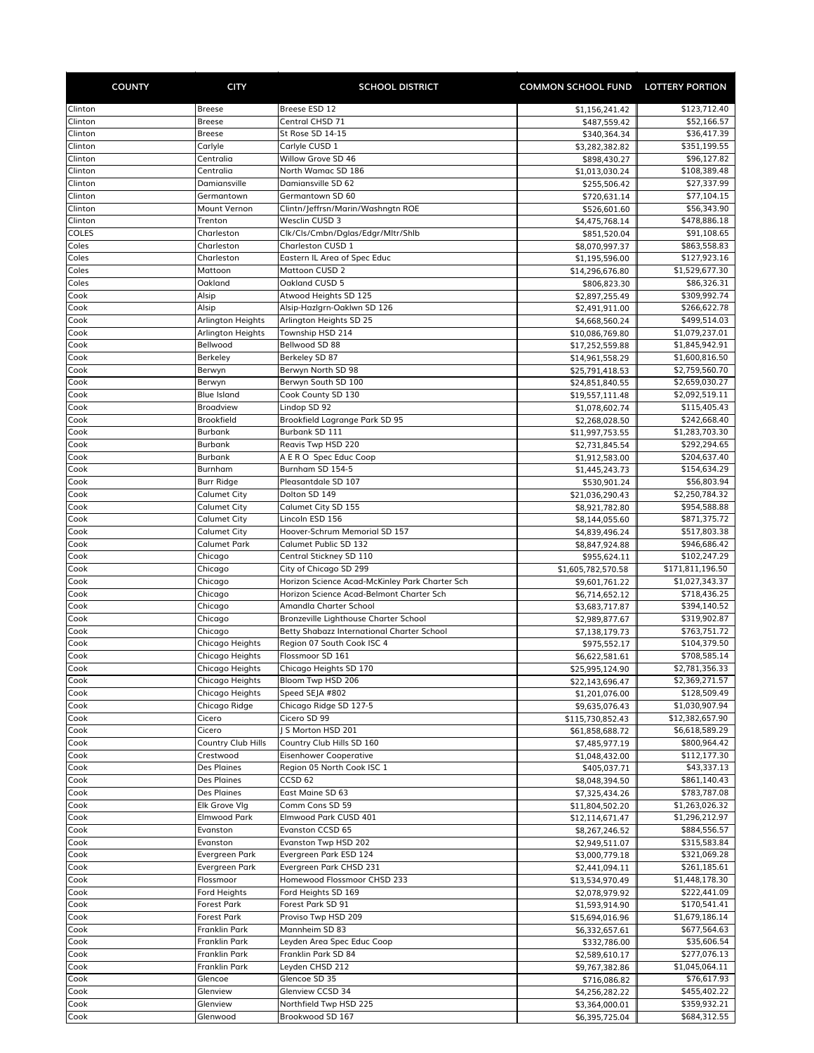| COUNTY | CITY | SCHOOL DISTRICT | COMMON SCHOOL FUND | LOTTERY PORTION |
|---|---|---|---|---|
| Clinton | Breese | Breese ESD 12 | $1,156,241.42 | $123,712.40 |
| Clinton | Breese | Central CHSD 71 | $487,559.42 | $52,166.57 |
| Clinton | Breese | St Rose SD 14-15 | $340,364.34 | $36,417.39 |
| Clinton | Carlyle | Carlyle CUSD 1 | $3,282,382.82 | $351,199.55 |
| Clinton | Centralia | Willow Grove SD 46 | $898,430.27 | $96,127.82 |
| Clinton | Centralia | North Wamac SD 186 | $1,013,030.24 | $108,389.48 |
| Clinton | Damiansville | Damiansville SD 62 | $255,506.42 | $27,337.99 |
| Clinton | Germantown | Germantown SD 60 | $720,631.14 | $77,104.15 |
| Clinton | Mount Vernon | Clintn/Jeffrsn/Marin/Washngtn ROE | $526,601.60 | $56,343.90 |
| Clinton | Trenton | Wesclin CUSD 3 | $4,475,768.14 | $478,886.18 |
| COLES | Charleston | Clk/Cls/Cmbn/Dglas/Edgr/Mltr/Shlb | $851,520.04 | $91,108.65 |
| Coles | Charleston | Charleston CUSD 1 | $8,070,997.37 | $863,558.83 |
| Coles | Charleston | Eastern IL Area of Spec Educ | $1,195,596.00 | $127,923.16 |
| Coles | Mattoon | Mattoon CUSD 2 | $14,296,676.80 | $1,529,677.30 |
| Coles | Oakland | Oakland CUSD 5 | $806,823.30 | $86,326.31 |
| Cook | Alsip | Atwood Heights SD 125 | $2,897,255.49 | $309,992.74 |
| Cook | Alsip | Alsip-Hazlgrn-Oaklwn SD 126 | $2,491,911.00 | $266,622.78 |
| Cook | Arlington Heights | Arlington Heights SD 25 | $4,668,560.24 | $499,514.03 |
| Cook | Arlington Heights | Township HSD 214 | $10,086,769.80 | $1,079,237.01 |
| Cook | Bellwood | Bellwood SD 88 | $17,252,559.88 | $1,845,942.91 |
| Cook | Berkeley | Berkeley SD 87 | $14,961,558.29 | $1,600,816.50 |
| Cook | Berwyn | Berwyn North SD 98 | $25,791,418.53 | $2,759,560.70 |
| Cook | Berwyn | Berwyn South SD 100 | $24,851,840.55 | $2,659,030.27 |
| Cook | Blue Island | Cook County SD 130 | $19,557,111.48 | $2,092,519.11 |
| Cook | Broadview | Lindop SD 92 | $1,078,602.74 | $115,405.43 |
| Cook | Brookfield | Brookfield Lagrange Park SD 95 | $2,268,028.50 | $242,668.40 |
| Cook | Burbank | Burbank SD 111 | $11,997,753.55 | $1,283,703.30 |
| Cook | Burbank | Reavis Twp HSD 220 | $2,731,845.54 | $292,294.65 |
| Cook | Burbank | A E R O Spec Educ Coop | $1,912,583.00 | $204,637.40 |
| Cook | Burnham | Burnham SD 154-5 | $1,445,243.73 | $154,634.29 |
| Cook | Burr Ridge | Pleasantdale SD 107 | $530,901.24 | $56,803.94 |
| Cook | Calumet City | Dolton SD 149 | $21,036,290.43 | $2,250,784.32 |
| Cook | Calumet City | Calumet City SD 155 | $8,921,782.80 | $954,588.88 |
| Cook | Calumet City | Lincoln ESD 156 | $8,144,055.60 | $871,375.72 |
| Cook | Calumet City | Hoover-Schrum Memorial SD 157 | $4,839,496.24 | $517,803.38 |
| Cook | Calumet Park | Calumet Public SD 132 | $8,847,924.88 | $946,686.42 |
| Cook | Chicago | Central Stickney SD 110 | $955,624.11 | $102,247.29 |
| Cook | Chicago | City of Chicago SD 299 | $1,605,782,570.58 | $171,811,196.50 |
| Cook | Chicago | Horizon Science Acad-McKinley Park Charter Sch | $9,601,761.22 | $1,027,343.37 |
| Cook | Chicago | Horizon Science Acad-Belmont Charter Sch | $6,714,652.12 | $718,436.25 |
| Cook | Chicago | Amandla Charter School | $3,683,717.87 | $394,140.52 |
| Cook | Chicago | Bronzeville Lighthouse Charter School | $2,989,877.67 | $319,902.87 |
| Cook | Chicago | Betty Shabazz International Charter School | $7,138,179.73 | $763,751.72 |
| Cook | Chicago Heights | Region 07 South Cook ISC 4 | $975,552.17 | $104,379.50 |
| Cook | Chicago Heights | Flossmoor SD 161 | $6,622,581.61 | $708,585.14 |
| Cook | Chicago Heights | Chicago Heights SD 170 | $25,995,124.90 | $2,781,356.33 |
| Cook | Chicago Heights | Bloom Twp HSD 206 | $22,143,696.47 | $2,369,271.57 |
| Cook | Chicago Heights | Speed SEJA #802 | $1,201,076.00 | $128,509.49 |
| Cook | Chicago Ridge | Chicago Ridge SD 127-5 | $9,635,076.43 | $1,030,907.94 |
| Cook | Cicero | Cicero SD 99 | $115,730,852.43 | $12,382,657.90 |
| Cook | Cicero | J S Morton HSD 201 | $61,858,688.72 | $6,618,589.29 |
| Cook | Country Club Hills | Country Club Hills SD 160 | $7,485,977.19 | $800,964.42 |
| Cook | Crestwood | Eisenhower Cooperative | $1,048,432.00 | $112,177.30 |
| Cook | Des Plaines | Region 05 North Cook ISC 1 | $405,037.71 | $43,337.13 |
| Cook | Des Plaines | CCSD 62 | $8,048,394.50 | $861,140.43 |
| Cook | Des Plaines | East Maine SD 63 | $7,325,434.26 | $783,787.08 |
| Cook | Elk Grove Vlg | Comm Cons SD 59 | $11,804,502.20 | $1,263,026.32 |
| Cook | Elmwood Park | Elmwood Park CUSD 401 | $12,114,671.47 | $1,296,212.97 |
| Cook | Evanston | Evanston CCSD 65 | $8,267,246.52 | $884,556.57 |
| Cook | Evanston | Evanston Twp HSD 202 | $2,949,511.07 | $315,583.84 |
| Cook | Evergreen Park | Evergreen Park ESD 124 | $3,000,779.18 | $321,069.28 |
| Cook | Evergreen Park | Evergreen Park CHSD 231 | $2,441,094.11 | $261,185.61 |
| Cook | Flossmoor | Homewood Flossmoor CHSD 233 | $13,534,970.49 | $1,448,178.30 |
| Cook | Ford Heights | Ford Heights SD 169 | $2,078,979.92 | $222,441.09 |
| Cook | Forest Park | Forest Park SD 91 | $1,593,914.90 | $170,541.41 |
| Cook | Forest Park | Proviso Twp HSD 209 | $15,694,016.96 | $1,679,186.14 |
| Cook | Franklin Park | Mannheim SD 83 | $6,332,657.61 | $677,564.63 |
| Cook | Franklin Park | Leyden Area Spec Educ Coop | $332,786.00 | $35,606.54 |
| Cook | Franklin Park | Franklin Park SD 84 | $2,589,610.17 | $277,076.13 |
| Cook | Franklin Park | Leyden CHSD 212 | $9,767,382.86 | $1,045,064.11 |
| Cook | Glencoe | Glencoe SD 35 | $716,086.82 | $76,617.93 |
| Cook | Glenview | Glenview CCSD 34 | $4,256,282.22 | $455,402.22 |
| Cook | Glenview | Northfield Twp HSD 225 | $3,364,000.01 | $359,932.21 |
| Cook | Glenwood | Brookwood SD 167 | $6,395,725.04 | $684,312.55 |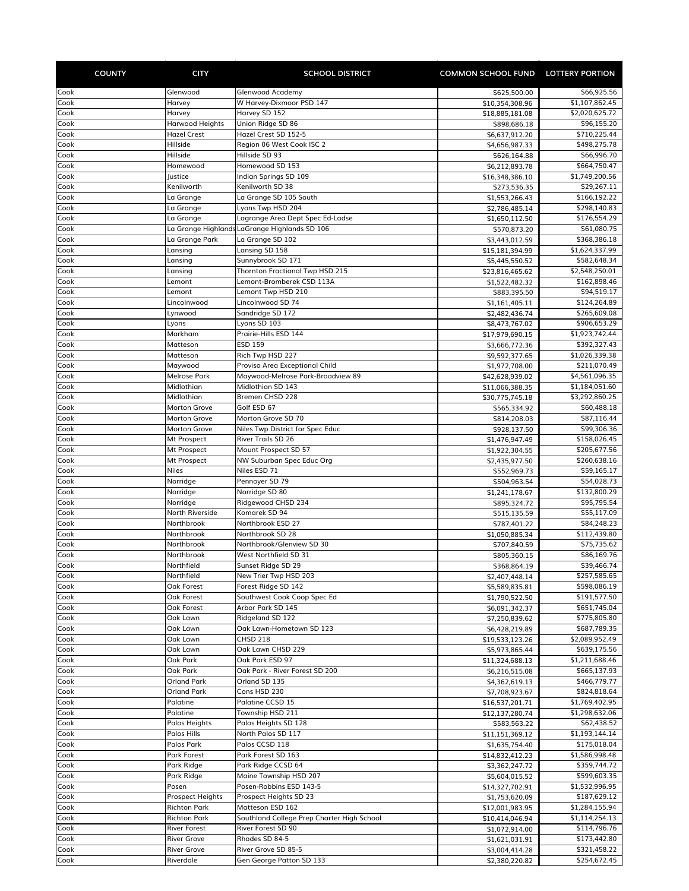| COUNTY | CITY | SCHOOL DISTRICT | COMMON SCHOOL FUND | LOTTERY PORTION |
|---|---|---|---|---|
| Cook | Glenwood | Glenwood Academy | $625,500.00 | $66,925.56 |
| Cook | Harvey | W Harvey-Dixmoor PSD 147 | $10,354,308.96 | $1,107,862.45 |
| Cook | Harvey | Harvey SD 152 | $18,885,181.08 | $2,020,625.72 |
| Cook | Harwood Heights | Union Ridge SD 86 | $898,686.18 | $96,155.20 |
| Cook | Hazel Crest | Hazel Crest SD 152-5 | $6,637,912.20 | $710,225.44 |
| Cook | Hillside | Region 06 West Cook ISC 2 | $4,656,987.33 | $498,275.78 |
| Cook | Hillside | Hillside SD 93 | $626,164.88 | $66,996.70 |
| Cook | Homewood | Homewood SD 153 | $6,212,893.78 | $664,750.47 |
| Cook | Justice | Indian Springs SD 109 | $16,348,386.10 | $1,749,200.56 |
| Cook | Kenilworth | Kenilworth SD 38 | $273,536.35 | $29,267.11 |
| Cook | La Grange | La Grange SD 105 South | $1,553,266.43 | $166,192.22 |
| Cook | La Grange | Lyons Twp HSD 204 | $2,786,485.14 | $298,140.83 |
| Cook | La Grange | Lagrange Area Dept Spec Ed-Ladse | $1,650,112.50 | $176,554.29 |
| Cook | La Grange Highlands | LaGrange Highlands SD 106 | $570,873.20 | $61,080.75 |
| Cook | La Grange Park | La Grange SD 102 | $3,443,012.59 | $368,386.18 |
| Cook | Lansing | Lansing SD 158 | $15,181,394.99 | $1,624,337.99 |
| Cook | Lansing | Sunnybrook SD 171 | $5,445,550.52 | $582,648.34 |
| Cook | Lansing | Thornton Fractional Twp HSD 215 | $23,816,465.62 | $2,548,250.01 |
| Cook | Lemont | Lemont-Bromberek CSD 113A | $1,522,482.32 | $162,898.46 |
| Cook | Lemont | Lemont Twp HSD 210 | $883,395.50 | $94,519.17 |
| Cook | Lincolnwood | Lincolnwood SD 74 | $1,161,405.11 | $124,264.89 |
| Cook | Lynwood | Sandridge SD 172 | $2,482,436.74 | $265,609.08 |
| Cook | Lyons | Lyons SD 103 | $8,473,767.02 | $906,653.29 |
| Cook | Markham | Prairie-Hills ESD 144 | $17,979,690.15 | $1,923,742.44 |
| Cook | Matteson | ESD 159 | $3,666,772.36 | $392,327.43 |
| Cook | Matteson | Rich Twp HSD 227 | $9,592,377.65 | $1,026,339.38 |
| Cook | Maywood | Proviso Area Exceptional Child | $1,972,708.00 | $211,070.49 |
| Cook | Melrose Park | Maywood-Melrose Park-Broadview 89 | $42,628,939.02 | $4,561,096.35 |
| Cook | Midlothian | Midlothian SD 143 | $11,066,388.35 | $1,184,051.60 |
| Cook | Midlothian | Bremen CHSD 228 | $30,775,745.18 | $3,292,860.25 |
| Cook | Morton Grove | Golf ESD 67 | $565,334.92 | $60,488.18 |
| Cook | Morton Grove | Morton Grove SD 70 | $814,208.03 | $87,116.44 |
| Cook | Morton Grove | Niles Twp District for Spec Educ | $928,137.50 | $99,306.36 |
| Cook | Mt Prospect | River Trails SD 26 | $1,476,947.49 | $158,026.45 |
| Cook | Mt Prospect | Mount Prospect SD 57 | $1,922,304.55 | $205,677.56 |
| Cook | Mt Prospect | NW Suburban Spec Educ Org | $2,435,977.50 | $260,638.16 |
| Cook | Niles | Niles ESD 71 | $552,969.73 | $59,165.17 |
| Cook | Norridge | Pennoyer SD 79 | $504,963.54 | $54,028.73 |
| Cook | Norridge | Norridge SD 80 | $1,241,178.67 | $132,800.29 |
| Cook | Norridge | Ridgewood CHSD 234 | $895,324.72 | $95,795.54 |
| Cook | North Riverside | Komarek SD 94 | $515,135.59 | $55,117.09 |
| Cook | Northbrook | Northbrook ESD 27 | $787,401.22 | $84,248.23 |
| Cook | Northbrook | Northbrook SD 28 | $1,050,885.34 | $112,439.80 |
| Cook | Northbrook | Northbrook/Glenview SD 30 | $707,840.59 | $75,735.62 |
| Cook | Northbrook | West Northfield SD 31 | $805,360.15 | $86,169.76 |
| Cook | Northfield | Sunset Ridge SD 29 | $368,864.19 | $39,466.74 |
| Cook | Northfield | New Trier Twp HSD 203 | $2,407,448.14 | $257,585.65 |
| Cook | Oak Forest | Forest Ridge SD 142 | $5,589,835.81 | $598,086.19 |
| Cook | Oak Forest | Southwest Cook Coop Spec Ed | $1,790,522.50 | $191,577.50 |
| Cook | Oak Forest | Arbor Park SD 145 | $6,091,342.37 | $651,745.04 |
| Cook | Oak Lawn | Ridgeland SD 122 | $7,250,839.62 | $775,805.80 |
| Cook | Oak Lawn | Oak Lawn-Hometown SD 123 | $6,428,219.89 | $687,789.35 |
| Cook | Oak Lawn | CHSD 218 | $19,533,123.26 | $2,089,952.49 |
| Cook | Oak Lawn | Oak Lawn CHSD 229 | $5,973,865.44 | $639,175.56 |
| Cook | Oak Park | Oak Park ESD 97 | $11,324,688.13 | $1,211,688.46 |
| Cook | Oak Park | Oak Park - River Forest SD 200 | $6,216,515.08 | $665,137.93 |
| Cook | Orland Park | Orland SD 135 | $4,362,619.13 | $466,779.77 |
| Cook | Orland Park | Cons HSD 230 | $7,708,923.67 | $824,818.64 |
| Cook | Palatine | Palatine CCSD 15 | $16,537,201.71 | $1,769,402.95 |
| Cook | Palatine | Township HSD 211 | $12,137,280.74 | $1,298,632.06 |
| Cook | Palos Heights | Palos Heights SD 128 | $583,563.22 | $62,438.52 |
| Cook | Palos Hills | North Palos SD 117 | $11,151,369.12 | $1,193,144.14 |
| Cook | Palos Park | Palos CCSD 118 | $1,635,754.40 | $175,018.04 |
| Cook | Park Forest | Park Forest SD 163 | $14,832,412.23 | $1,586,998.48 |
| Cook | Park Ridge | Park Ridge CCSD 64 | $3,362,247.72 | $359,744.72 |
| Cook | Park Ridge | Maine Township HSD 207 | $5,604,015.52 | $599,603.35 |
| Cook | Posen | Posen-Robbins ESD 143-5 | $14,327,702.91 | $1,532,996.95 |
| Cook | Prospect Heights | Prospect Heights SD 23 | $1,753,620.09 | $187,629.12 |
| Cook | Richton Park | Matteson ESD 162 | $12,001,983.95 | $1,284,155.94 |
| Cook | Richton Park | Southland College Prep Charter High School | $10,414,046.94 | $1,114,254.13 |
| Cook | River Forest | River Forest SD 90 | $1,072,914.00 | $114,796.76 |
| Cook | River Grove | Rhodes SD 84-5 | $1,621,031.91 | $173,442.80 |
| Cook | River Grove | River Grove SD 85-5 | $3,004,414.28 | $321,458.22 |
| Cook | Riverdale | Gen George Patton SD 133 | $2,380,220.82 | $254,672.45 |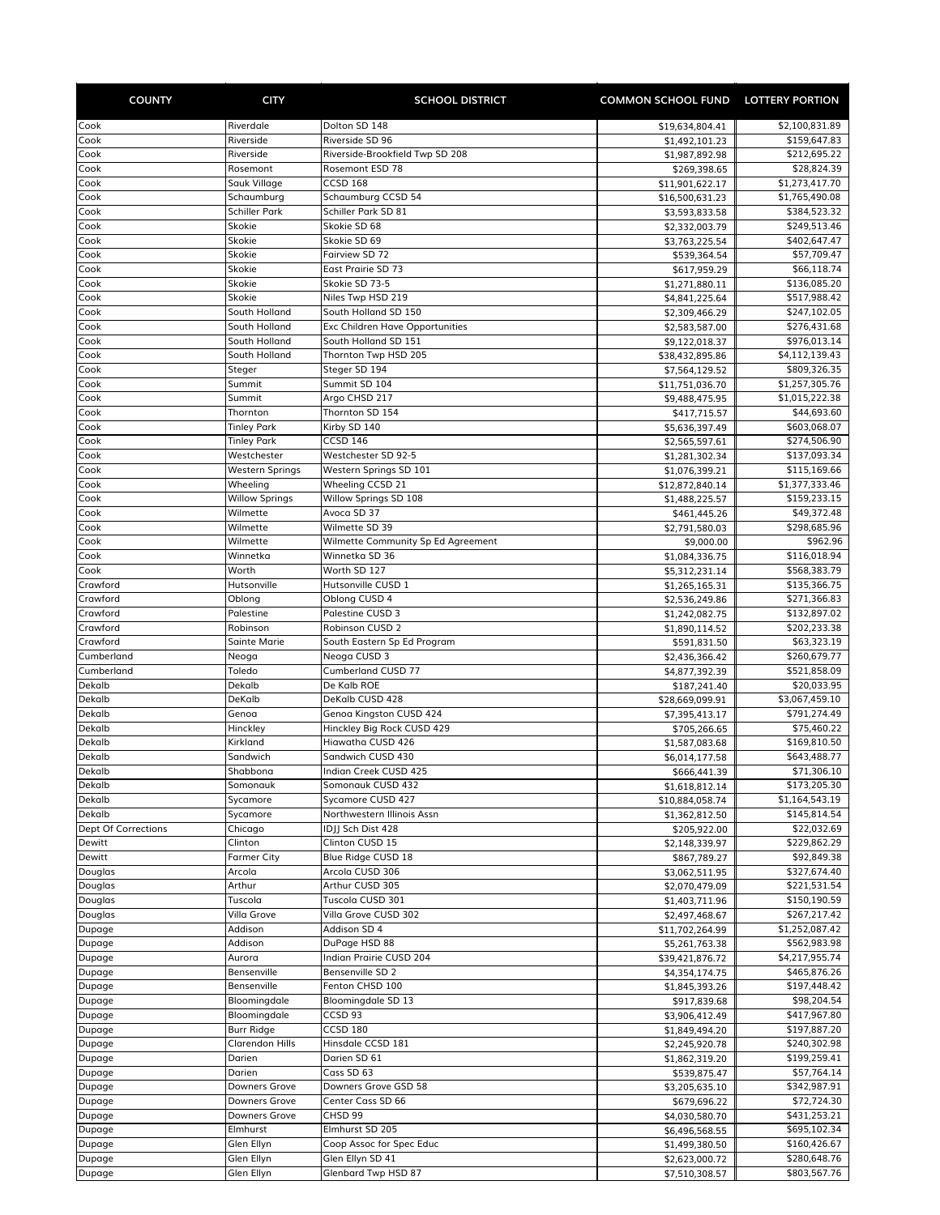| COUNTY | CITY | SCHOOL DISTRICT | COMMON SCHOOL FUND | LOTTERY PORTION |
|---|---|---|---|---|
| Cook | Riverdale | Dolton SD 148 | $19,634,804.41 | $2,100,831.89 |
| Cook | Riverside | Riverside SD 96 | $1,492,101.23 | $159,647.83 |
| Cook | Riverside | Riverside-Brookfield Twp SD 208 | $1,987,892.98 | $212,695.22 |
| Cook | Rosemont | Rosemont ESD 78 | $269,398.65 | $28,824.39 |
| Cook | Sauk Village | CCSD 168 | $11,901,622.17 | $1,273,417.70 |
| Cook | Schaumburg | Schaumburg CCSD 54 | $16,500,631.23 | $1,765,490.08 |
| Cook | Schiller Park | Schiller Park SD 81 | $3,593,833.58 | $384,523.32 |
| Cook | Skokie | Skokie SD 68 | $2,332,003.79 | $249,513.46 |
| Cook | Skokie | Skokie SD 69 | $3,763,225.54 | $402,647.47 |
| Cook | Skokie | Fairview SD 72 | $539,364.54 | $57,709.47 |
| Cook | Skokie | East Prairie SD 73 | $617,959.29 | $66,118.74 |
| Cook | Skokie | Skokie SD 73-5 | $1,271,880.11 | $136,085.20 |
| Cook | Skokie | Niles Twp HSD 219 | $4,841,225.64 | $517,988.42 |
| Cook | South Holland | South Holland SD 150 | $2,309,466.29 | $247,102.05 |
| Cook | South Holland | Exc Children Have Opportunities | $2,583,587.00 | $276,431.68 |
| Cook | South Holland | South Holland SD 151 | $9,122,018.37 | $976,013.14 |
| Cook | South Holland | Thornton Twp HSD 205 | $38,432,895.86 | $4,112,139.43 |
| Cook | Steger | Steger SD 194 | $7,564,129.52 | $809,326.35 |
| Cook | Summit | Summit SD 104 | $11,751,036.70 | $1,257,305.76 |
| Cook | Summit | Argo CHSD 217 | $9,488,475.95 | $1,015,222.38 |
| Cook | Thornton | Thornton SD 154 | $417,715.57 | $44,693.60 |
| Cook | Tinley Park | Kirby SD 140 | $5,636,397.49 | $603,068.07 |
| Cook | Tinley Park | CCSD 146 | $2,565,597.61 | $274,506.90 |
| Cook | Westchester | Westchester SD 92-5 | $1,281,302.34 | $137,093.34 |
| Cook | Western Springs | Western Springs SD 101 | $1,076,399.21 | $115,169.66 |
| Cook | Wheeling | Wheeling CCSD 21 | $12,872,840.14 | $1,377,333.46 |
| Cook | Willow Springs | Willow Springs SD 108 | $1,488,225.57 | $159,233.15 |
| Cook | Wilmette | Avoca SD 37 | $461,445.26 | $49,372.48 |
| Cook | Wilmette | Wilmette SD 39 | $2,791,580.03 | $298,685.96 |
| Cook | Wilmette | Wilmette Community Sp Ed Agreement | $9,000.00 | $962.96 |
| Cook | Winnetka | Winnetka SD 36 | $1,084,336.75 | $116,018.94 |
| Cook | Worth | Worth SD 127 | $5,312,231.14 | $568,383.79 |
| Crawford | Hutsonville | Hutsonville CUSD 1 | $1,265,165.31 | $135,366.75 |
| Crawford | Oblong | Oblong CUSD 4 | $2,536,249.86 | $271,366.83 |
| Crawford | Palestine | Palestine CUSD 3 | $1,242,082.75 | $132,897.02 |
| Crawford | Robinson | Robinson CUSD 2 | $1,890,114.52 | $202,233.38 |
| Crawford | Sainte Marie | South Eastern Sp Ed Program | $591,831.50 | $63,323.19 |
| Cumberland | Neoga | Neoga CUSD 3 | $2,436,366.42 | $260,679.77 |
| Cumberland | Toledo | Cumberland CUSD 77 | $4,877,392.39 | $521,858.09 |
| Dekalb | Dekalb | De Kalb ROE | $187,241.40 | $20,033.95 |
| Dekalb | DeKalb | DeKalb CUSD 428 | $28,669,099.91 | $3,067,459.10 |
| Dekalb | Genoa | Genoa Kingston CUSD 424 | $7,395,413.17 | $791,274.49 |
| Dekalb | Hinckley | Hinckley Big Rock CUSD 429 | $705,266.65 | $75,460.22 |
| Dekalb | Kirkland | Hiawatha CUSD 426 | $1,587,083.68 | $169,810.50 |
| Dekalb | Sandwich | Sandwich CUSD 430 | $6,014,177.58 | $643,488.77 |
| Dekalb | Shabbona | Indian Creek CUSD 425 | $666,441.39 | $71,306.10 |
| Dekalb | Somonauk | Somonauk CUSD 432 | $1,618,812.14 | $173,205.30 |
| Dekalb | Sycamore | Sycamore CUSD 427 | $10,884,058.74 | $1,164,543.19 |
| Dekalb | Sycamore | Northwestern Illinois Assn | $1,362,812.50 | $145,814.54 |
| Dept Of Corrections | Chicago | IDJJ Sch Dist 428 | $205,922.00 | $22,032.69 |
| Dewitt | Clinton | Clinton CUSD 15 | $2,148,339.97 | $229,862.29 |
| Dewitt | Farmer City | Blue Ridge CUSD 18 | $867,789.27 | $92,849.38 |
| Douglas | Arcola | Arcola CUSD 306 | $3,062,511.95 | $327,674.40 |
| Douglas | Arthur | Arthur CUSD 305 | $2,070,479.09 | $221,531.54 |
| Douglas | Tuscola | Tuscola CUSD 301 | $1,403,711.96 | $150,190.59 |
| Douglas | Villa Grove | Villa Grove CUSD 302 | $2,497,468.67 | $267,217.42 |
| Dupage | Addison | Addison SD 4 | $11,702,264.99 | $1,252,087.42 |
| Dupage | Addison | DuPage HSD 88 | $5,261,763.38 | $562,983.98 |
| Dupage | Aurora | Indian Prairie CUSD 204 | $39,421,876.72 | $4,217,955.74 |
| Dupage | Bensenville | Bensenville SD 2 | $4,354,174.75 | $465,876.26 |
| Dupage | Bensenville | Fenton CHSD 100 | $1,845,393.26 | $197,448.42 |
| Dupage | Bloomingdale | Bloomingdale SD 13 | $917,839.68 | $98,204.54 |
| Dupage | Bloomingdale | CCSD 93 | $3,906,412.49 | $417,967.80 |
| Dupage | Burr Ridge | CCSD 180 | $1,849,494.20 | $197,887.20 |
| Dupage | Clarendon Hills | Hinsdale CCSD 181 | $2,245,920.78 | $240,302.98 |
| Dupage | Darien | Darien SD 61 | $1,862,319.20 | $199,259.41 |
| Dupage | Darien | Cass SD 63 | $539,875.47 | $57,764.14 |
| Dupage | Downers Grove | Downers Grove GSD 58 | $3,205,635.10 | $342,987.91 |
| Dupage | Downers Grove | Center Cass SD 66 | $679,696.22 | $72,724.30 |
| Dupage | Downers Grove | CHSD 99 | $4,030,580.70 | $431,253.21 |
| Dupage | Elmhurst | Elmhurst SD 205 | $6,496,568.55 | $695,102.34 |
| Dupage | Glen Ellyn | Coop Assoc for Spec Educ | $1,499,380.50 | $160,426.67 |
| Dupage | Glen Ellyn | Glen Ellyn SD 41 | $2,623,000.72 | $280,648.76 |
| Dupage | Glen Ellyn | Glenbard Twp HSD 87 | $7,510,308.57 | $803,567.76 |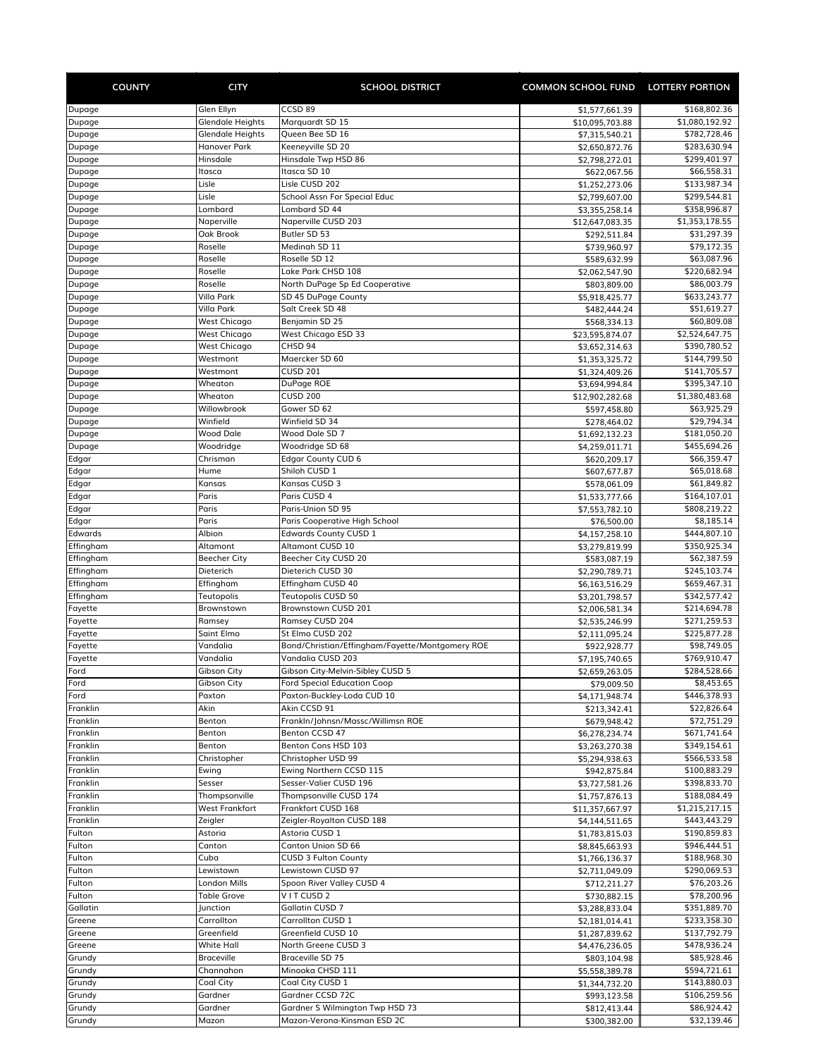| COUNTY | CITY | SCHOOL DISTRICT | COMMON SCHOOL FUND | LOTTERY PORTION |
|---|---|---|---|---|
| Dupage | Glen Ellyn | CCSD 89 | $1,577,661.39 | $168,802.36 |
| Dupage | Glendale Heights | Marquardt SD 15 | $10,095,703.88 | $1,080,192.92 |
| Dupage | Glendale Heights | Queen Bee SD 16 | $7,315,540.21 | $782,728.46 |
| Dupage | Hanover Park | Keeneyville SD 20 | $2,650,872.76 | $283,630.94 |
| Dupage | Hinsdale | Hinsdale Twp HSD 86 | $2,798,272.01 | $299,401.97 |
| Dupage | Itasca | Itasca SD 10 | $622,067.56 | $66,558.31 |
| Dupage | Lisle | Lisle CUSD 202 | $1,252,273.06 | $133,987.34 |
| Dupage | Lisle | School Assn For Special Educ | $2,799,607.00 | $299,544.81 |
| Dupage | Lombard | Lombard SD 44 | $3,355,258.14 | $358,996.87 |
| Dupage | Naperville | Naperville CUSD 203 | $12,647,083.35 | $1,353,178.55 |
| Dupage | Oak Brook | Butler SD 53 | $292,511.84 | $31,297.39 |
| Dupage | Roselle | Medinah SD 11 | $739,960.97 | $79,172.35 |
| Dupage | Roselle | Roselle SD 12 | $589,632.99 | $63,087.96 |
| Dupage | Roselle | Lake Park CHSD 108 | $2,062,547.90 | $220,682.94 |
| Dupage | Roselle | North DuPage Sp Ed Cooperative | $803,809.00 | $86,003.79 |
| Dupage | Villa Park | SD 45 DuPage County | $5,918,425.77 | $633,243.77 |
| Dupage | Villa Park | Salt Creek SD 48 | $482,444.24 | $51,619.27 |
| Dupage | West Chicago | Benjamin SD 25 | $568,334.13 | $60,809.08 |
| Dupage | West Chicago | West Chicago ESD 33 | $23,595,874.07 | $2,524,647.75 |
| Dupage | West Chicago | CHSD 94 | $3,652,314.63 | $390,780.52 |
| Dupage | Westmont | Maercker SD 60 | $1,353,325.72 | $144,799.50 |
| Dupage | Westmont | CUSD 201 | $1,324,409.26 | $141,705.57 |
| Dupage | Wheaton | DuPage ROE | $3,694,994.84 | $395,347.10 |
| Dupage | Wheaton | CUSD 200 | $12,902,282.68 | $1,380,483.68 |
| Dupage | Willowbrook | Gower SD 62 | $597,458.80 | $63,925.29 |
| Dupage | Winfield | Winfield SD 34 | $278,464.02 | $29,794.34 |
| Dupage | Wood Dale | Wood Dale SD 7 | $1,692,132.23 | $181,050.20 |
| Dupage | Woodridge | Woodridge SD 68 | $4,259,011.71 | $455,694.26 |
| Edgar | Chrisman | Edgar County CUD 6 | $620,209.17 | $66,359.47 |
| Edgar | Hume | Shiloh CUSD 1 | $607,677.87 | $65,018.68 |
| Edgar | Kansas | Kansas CUSD 3 | $578,061.09 | $61,849.82 |
| Edgar | Paris | Paris CUSD 4 | $1,533,777.66 | $164,107.01 |
| Edgar | Paris | Paris-Union SD 95 | $7,553,782.10 | $808,219.22 |
| Edgar | Paris | Paris Cooperative High School | $76,500.00 | $8,185.14 |
| Edwards | Albion | Edwards County CUSD 1 | $4,157,258.10 | $444,807.10 |
| Effingham | Altamont | Altamont CUSD 10 | $3,279,819.99 | $350,925.34 |
| Effingham | Beecher City | Beecher City CUSD 20 | $583,087.19 | $62,387.59 |
| Effingham | Dieterich | Dieterich CUSD 30 | $2,290,789.71 | $245,103.74 |
| Effingham | Effingham | Effingham CUSD 40 | $6,163,516.29 | $659,467.31 |
| Effingham | Teutopolis | Teutopolis CUSD 50 | $3,201,798.57 | $342,577.42 |
| Fayette | Brownstown | Brownstown CUSD 201 | $2,006,581.34 | $214,694.78 |
| Fayette | Ramsey | Ramsey CUSD 204 | $2,535,246.99 | $271,259.53 |
| Fayette | Saint Elmo | St Elmo CUSD 202 | $2,111,095.24 | $225,877.28 |
| Fayette | Vandalia | Bond/Christian/Effingham/Fayette/Montgomery ROE | $922,928.77 | $98,749.05 |
| Fayette | Vandalia | Vandalia CUSD 203 | $7,195,740.65 | $769,910.47 |
| Ford | Gibson City | Gibson City-Melvin-Sibley CUSD 5 | $2,659,263.05 | $284,528.66 |
| Ford | Gibson City | Ford Special Education Coop | $79,009.50 | $8,453.65 |
| Ford | Paxton | Paxton-Buckley-Loda CUD 10 | $4,171,948.74 | $446,378.93 |
| Franklin | Akin | Akin CCSD 91 | $213,342.41 | $22,826.64 |
| Franklin | Benton | Frankln/Johnsn/Massc/Willimsn ROE | $679,948.42 | $72,751.29 |
| Franklin | Benton | Benton CCSD 47 | $6,278,234.74 | $671,741.64 |
| Franklin | Benton | Benton Cons HSD 103 | $3,263,270.38 | $349,154.61 |
| Franklin | Christopher | Christopher USD 99 | $5,294,938.63 | $566,533.58 |
| Franklin | Ewing | Ewing Northern CCSD 115 | $942,875.84 | $100,883.29 |
| Franklin | Sesser | Sesser-Valier CUSD 196 | $3,727,581.26 | $398,833.70 |
| Franklin | Thompsonville | Thompsonville CUSD 174 | $1,757,876.13 | $188,084.49 |
| Franklin | West Frankfort | Frankfort CUSD 168 | $11,357,667.97 | $1,215,217.15 |
| Franklin | Zeigler | Zeigler-Royalton CUSD 188 | $4,144,511.65 | $443,443.29 |
| Fulton | Astoria | Astoria CUSD 1 | $1,783,815.03 | $190,859.83 |
| Fulton | Canton | Canton Union SD 66 | $8,845,663.93 | $946,444.51 |
| Fulton | Cuba | CUSD 3 Fulton County | $1,766,136.37 | $188,968.30 |
| Fulton | Lewistown | Lewistown CUSD 97 | $2,711,049.09 | $290,069.53 |
| Fulton | London Mills | Spoon River Valley CUSD 4 | $712,211.27 | $76,203.26 |
| Fulton | Table Grove | V I T CUSD 2 | $730,882.15 | $78,200.96 |
| Gallatin | Junction | Gallatin CUSD 7 | $3,288,833.04 | $351,889.70 |
| Greene | Carrollton | Carrollton CUSD 1 | $2,181,014.41 | $233,358.30 |
| Greene | Greenfield | Greenfield CUSD 10 | $1,287,839.62 | $137,792.79 |
| Greene | White Hall | North Greene CUSD 3 | $4,476,236.05 | $478,936.24 |
| Grundy | Braceville | Braceville SD 75 | $803,104.98 | $85,928.46 |
| Grundy | Channahon | Minooka CHSD 111 | $5,558,389.78 | $594,721.61 |
| Grundy | Coal City | Coal City CUSD 1 | $1,344,732.20 | $143,880.03 |
| Grundy | Gardner | Gardner CCSD 72C | $993,123.58 | $106,259.56 |
| Grundy | Gardner | Gardner S Wilmington Twp HSD 73 | $812,413.44 | $86,924.42 |
| Grundy | Mazon | Mazon-Verona-Kinsman ESD 2C | $300,382.00 | $32,139.46 |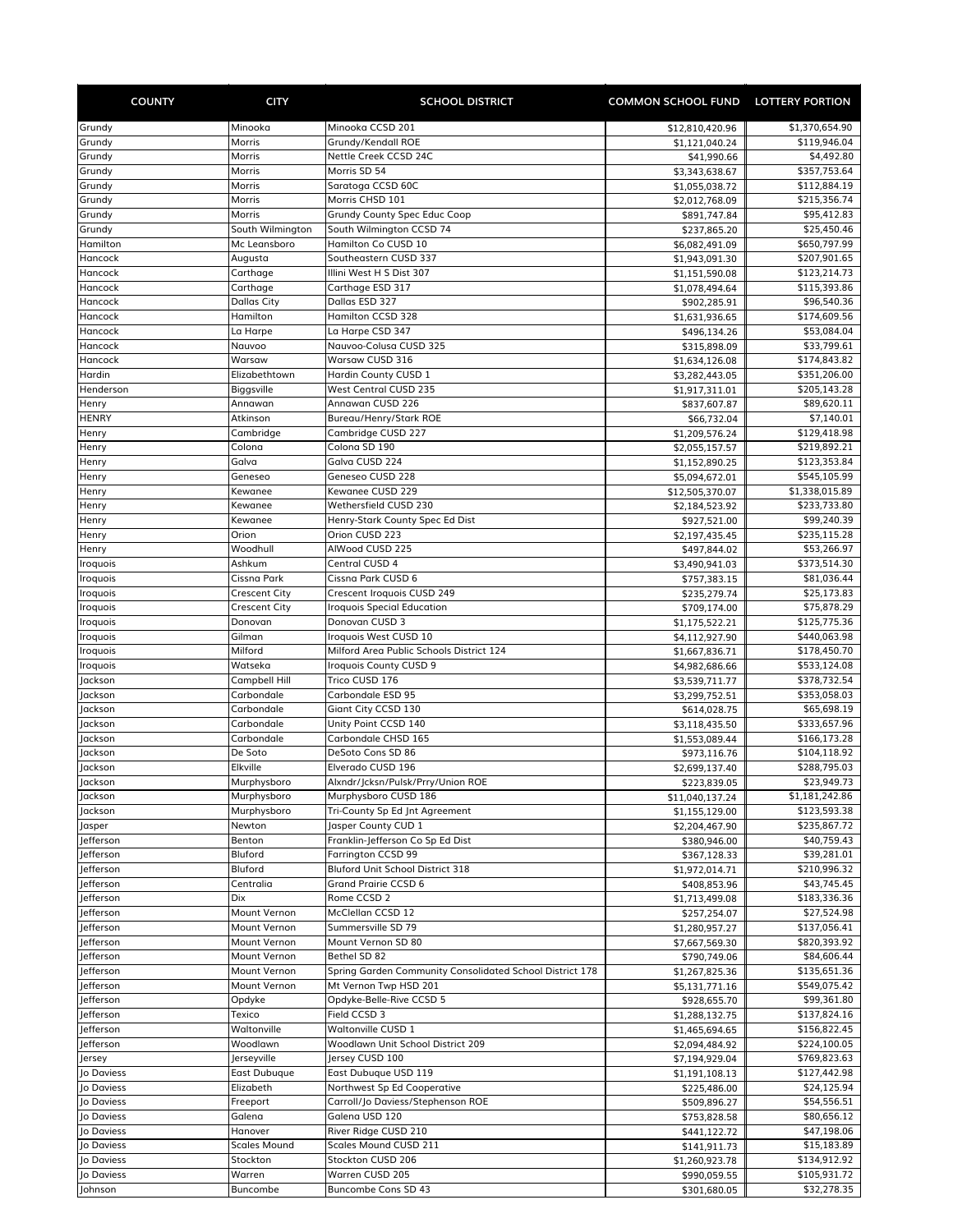| COUNTY | CITY | SCHOOL DISTRICT | COMMON SCHOOL FUND | LOTTERY PORTION |
|---|---|---|---|---|
| Grundy | Minooka | Minooka CCSD 201 | $12,810,420.96 | $1,370,654.90 |
| Grundy | Morris | Grundy/Kendall ROE | $1,121,040.24 | $119,946.04 |
| Grundy | Morris | Nettle Creek CCSD 24C | $41,990.66 | $4,492.80 |
| Grundy | Morris | Morris SD 54 | $3,343,638.67 | $357,753.64 |
| Grundy | Morris | Saratoga CCSD 60C | $1,055,038.72 | $112,884.19 |
| Grundy | Morris | Morris CHSD 101 | $2,012,768.09 | $215,356.74 |
| Grundy | Morris | Grundy County Spec Educ Coop | $891,747.84 | $95,412.83 |
| Grundy | South Wilmington | South Wilmington CCSD 74 | $237,865.20 | $25,450.46 |
| Hamilton | Mc Leansboro | Hamilton Co CUSD 10 | $6,082,491.09 | $650,797.99 |
| Hancock | Augusta | Southeastern CUSD 337 | $1,943,091.30 | $207,901.65 |
| Hancock | Carthage | Illini West H S Dist 307 | $1,151,590.08 | $123,214.73 |
| Hancock | Carthage | Carthage ESD 317 | $1,078,494.64 | $115,393.86 |
| Hancock | Dallas City | Dallas ESD 327 | $902,285.91 | $96,540.36 |
| Hancock | Hamilton | Hamilton CCSD 328 | $1,631,936.65 | $174,609.56 |
| Hancock | La Harpe | La Harpe CSD 347 | $496,134.26 | $53,084.04 |
| Hancock | Nauvoo | Nauvoo-Colusa CUSD 325 | $315,898.09 | $33,799.61 |
| Hancock | Warsaw | Warsaw CUSD 316 | $1,634,126.08 | $174,843.82 |
| Hardin | Elizabethtown | Hardin County CUSD 1 | $3,282,443.05 | $351,206.00 |
| Henderson | Biggsville | West Central CUSD 235 | $1,917,311.01 | $205,143.28 |
| Henry | Annawan | Annawan CUSD 226 | $837,607.87 | $89,620.11 |
| HENRY | Atkinson | Bureau/Henry/Stark ROE | $66,732.04 | $7,140.01 |
| Henry | Cambridge | Cambridge CUSD 227 | $1,209,576.24 | $129,418.98 |
| Henry | Colona | Colona SD 190 | $2,055,157.57 | $219,892.21 |
| Henry | Galva | Galva CUSD 224 | $1,152,890.25 | $123,353.84 |
| Henry | Geneseo | Geneseo CUSD 228 | $5,094,672.01 | $545,105.99 |
| Henry | Kewanee | Kewanee CUSD 229 | $12,505,370.07 | $1,338,015.89 |
| Henry | Kewanee | Wethersfield CUSD 230 | $2,184,523.92 | $233,733.80 |
| Henry | Kewanee | Henry-Stark County Spec Ed Dist | $927,521.00 | $99,240.39 |
| Henry | Orion | Orion CUSD 223 | $2,197,435.45 | $235,115.28 |
| Henry | Woodhull | AlWood CUSD 225 | $497,844.02 | $53,266.97 |
| Iroquois | Ashkum | Central CUSD 4 | $3,490,941.03 | $373,514.30 |
| Iroquois | Cissna Park | Cissna Park CUSD 6 | $757,383.15 | $81,036.44 |
| Iroquois | Crescent City | Crescent Iroquois CUSD 249 | $235,279.74 | $25,173.83 |
| Iroquois | Crescent City | Iroquois Special Education | $709,174.00 | $75,878.29 |
| Iroquois | Donovan | Donovan CUSD 3 | $1,175,522.21 | $125,775.36 |
| Iroquois | Gilman | Iroquois West CUSD 10 | $4,112,927.90 | $440,063.98 |
| Iroquois | Milford | Milford Area Public Schools District 124 | $1,667,836.71 | $178,450.70 |
| Iroquois | Watseka | Iroquois County CUSD 9 | $4,982,686.66 | $533,124.08 |
| Jackson | Campbell Hill | Trico CUSD 176 | $3,539,711.77 | $378,732.54 |
| Jackson | Carbondale | Carbondale ESD 95 | $3,299,752.51 | $353,058.03 |
| Jackson | Carbondale | Giant City CCSD 130 | $614,028.75 | $65,698.19 |
| Jackson | Carbondale | Unity Point CCSD 140 | $3,118,435.50 | $333,657.96 |
| Jackson | Carbondale | Carbondale CHSD 165 | $1,553,089.44 | $166,173.28 |
| Jackson | De Soto | DeSoto Cons SD 86 | $973,116.76 | $104,118.92 |
| Jackson | Elkville | Elverado CUSD 196 | $2,699,137.40 | $288,795.03 |
| Jackson | Murphysboro | Alxndr/Jcksn/Pulsk/Prry/Union ROE | $223,839.05 | $23,949.73 |
| Jackson | Murphysboro | Murphysboro CUSD 186 | $11,040,137.24 | $1,181,242.86 |
| Jackson | Murphysboro | Tri-County Sp Ed Jnt Agreement | $1,155,129.00 | $123,593.38 |
| Jasper | Newton | Jasper County CUD 1 | $2,204,467.90 | $235,867.72 |
| Jefferson | Benton | Franklin-Jefferson Co Sp Ed Dist | $380,946.00 | $40,759.43 |
| Jefferson | Bluford | Farrington CCSD 99 | $367,128.33 | $39,281.01 |
| Jefferson | Bluford | Bluford Unit School District 318 | $1,972,014.71 | $210,996.32 |
| Jefferson | Centralia | Grand Prairie CCSD 6 | $408,853.96 | $43,745.45 |
| Jefferson | Dix | Rome CCSD 2 | $1,713,499.08 | $183,336.36 |
| Jefferson | Mount Vernon | McClellan CCSD 12 | $257,254.07 | $27,524.98 |
| Jefferson | Mount Vernon | Summersville SD 79 | $1,280,957.27 | $137,056.41 |
| Jefferson | Mount Vernon | Mount Vernon SD 80 | $7,667,569.30 | $820,393.92 |
| Jefferson | Mount Vernon | Bethel SD 82 | $790,749.06 | $84,606.44 |
| Jefferson | Mount Vernon | Spring Garden Community Consolidated School District 178 | $1,267,825.36 | $135,651.36 |
| Jefferson | Mount Vernon | Mt Vernon Twp HSD 201 | $5,131,771.16 | $549,075.42 |
| Jefferson | Opdyke | Opdyke-Belle-Rive CCSD 5 | $928,655.70 | $99,361.80 |
| Jefferson | Texico | Field CCSD 3 | $1,288,132.75 | $137,824.16 |
| Jefferson | Waltonville | Waltonville CUSD 1 | $1,465,694.65 | $156,822.45 |
| Jefferson | Woodlawn | Woodlawn Unit School District 209 | $2,094,484.92 | $224,100.05 |
| Jersey | Jerseyville | Jersey CUSD 100 | $7,194,929.04 | $769,823.63 |
| Jo Daviess | East Dubuque | East Dubuque USD 119 | $1,191,108.13 | $127,442.98 |
| Jo Daviess | Elizabeth | Northwest Sp Ed Cooperative | $225,486.00 | $24,125.94 |
| Jo Daviess | Freeport | Carroll/Jo Daviess/Stephenson ROE | $509,896.27 | $54,556.51 |
| Jo Daviess | Galena | Galena USD 120 | $753,828.58 | $80,656.12 |
| Jo Daviess | Hanover | River Ridge CUSD 210 | $441,122.72 | $47,198.06 |
| Jo Daviess | Scales Mound | Scales Mound CUSD 211 | $141,911.73 | $15,183.89 |
| Jo Daviess | Stockton | Stockton CUSD 206 | $1,260,923.78 | $134,912.92 |
| Jo Daviess | Warren | Warren CUSD 205 | $990,059.55 | $105,931.72 |
| Johnson | Buncombe | Buncombe Cons SD 43 | $301,680.05 | $32,278.35 |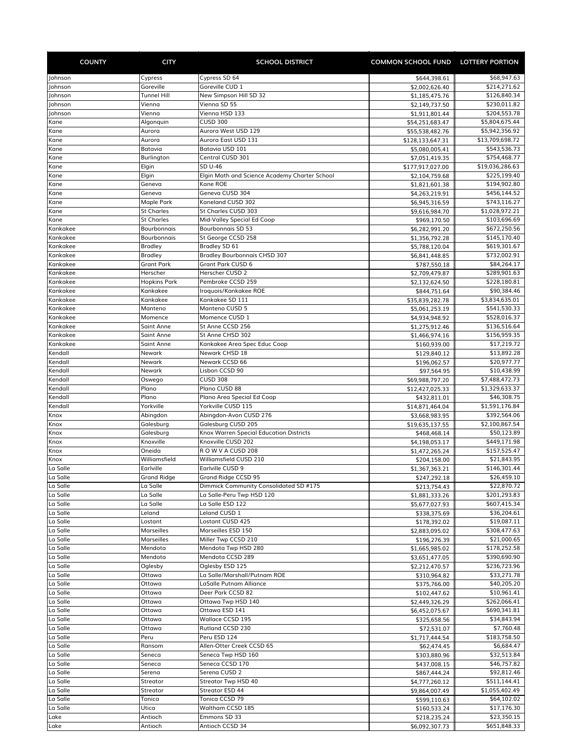| COUNTY | CITY | SCHOOL DISTRICT | COMMON SCHOOL FUND | LOTTERY PORTION |
|---|---|---|---|---|
| Johnson | Cypress | Cypress SD 64 | $644,398.61 | $68,947.63 |
| Johnson | Goreville | Goreville CUD 1 | $2,002,626.40 | $214,271.62 |
| Johnson | Tunnel Hill | New Simpson Hill SD 32 | $1,185,475.76 | $126,840.34 |
| Johnson | Vienna | Vienna SD 55 | $2,149,737.50 | $230,011.82 |
| Johnson | Vienna | Vienna HSD 133 | $1,911,801.44 | $204,553.78 |
| Kane | Algonquin | CUSD 300 | $54,251,683.47 | $5,804,675.44 |
| Kane | Aurora | Aurora West USD 129 | $55,538,482.76 | $5,942,356.92 |
| Kane | Aurora | Aurora East USD 131 | $128,133,647.31 | $13,709,698.72 |
| Kane | Batavia | Batavia USD 101 | $5,080,005.41 | $543,536.73 |
| Kane | Burlington | Central CUSD 301 | $7,051,419.35 | $754,468.77 |
| Kane | Elgin | SD U-46 | $177,917,027.00 | $19,036,286.63 |
| Kane | Elgin | Elgin Math and Science Academy Charter School | $2,104,759.68 | $225,199.40 |
| Kane | Geneva | Kane ROE | $1,821,601.38 | $194,902.80 |
| Kane | Geneva | Geneva CUSD 304 | $4,263,219.91 | $456,144.52 |
| Kane | Maple Park | Kaneland CUSD 302 | $6,945,316.59 | $743,116.27 |
| Kane | St Charles | St Charles CUSD 303 | $9,616,984.70 | $1,028,972.21 |
| Kane | St Charles | Mid-Valley Special Ed Coop | $969,170.50 | $103,696.69 |
| Kankakee | Bourbonnais | Bourbonnais SD 53 | $6,282,991.20 | $672,250.56 |
| Kankakee | Bourbonnais | St George CCSD 258 | $1,356,792.28 | $145,170.40 |
| Kankakee | Bradley | Bradley SD 61 | $5,788,120.04 | $619,301.67 |
| Kankakee | Bradley | Bradley Bourbonnais CHSD 307 | $6,841,448.85 | $732,002.91 |
| Kankakee | Grant Park | Grant Park CUSD 6 | $787,550.18 | $84,264.17 |
| Kankakee | Herscher | Herscher CUSD 2 | $2,709,479.87 | $289,901.63 |
| Kankakee | Hopkins Park | Pembroke CCSD 259 | $2,132,624.50 | $228,180.81 |
| Kankakee | Kankakee | Iroquois/Kankakee ROE | $844,751.64 | $90,384.46 |
| Kankakee | Kankakee | Kankakee SD 111 | $35,839,282.78 | $3,834,635.01 |
| Kankakee | Manteno | Manteno CUSD 5 | $5,061,253.19 | $541,530.33 |
| Kankakee | Momence | Momence CUSD 1 | $4,934,948.92 | $528,016.37 |
| Kankakee | Saint Anne | St Anne CCSD 256 | $1,275,912.46 | $136,516.64 |
| Kankakee | Saint Anne | St Anne CHSD 302 | $1,466,974.16 | $156,959.35 |
| Kankakee | Saint Anne | Kankakee Area Spec Educ Coop | $160,939.00 | $17,219.72 |
| Kendall | Newark | Newark CHSD 18 | $129,840.12 | $13,892.28 |
| Kendall | Newark | Newark CCSD 66 | $196,062.57 | $20,977.77 |
| Kendall | Newark | Lisbon CCSD 90 | $97,564.95 | $10,438.99 |
| Kendall | Oswego | CUSD 308 | $69,988,797.20 | $7,488,472.73 |
| Kendall | Plano | Plano CUSD 88 | $12,427,025.33 | $1,329,633.37 |
| Kendall | Plano | Plano Area Special Ed Coop | $432,811.01 | $46,308.75 |
| Kendall | Yorkville | Yorkville CUSD 115 | $14,871,464.04 | $1,591,176.84 |
| Knox | Abingdon | Abingdon-Avon CUSD 276 | $3,668,983.95 | $392,564.06 |
| Knox | Galesburg | Galesburg CUSD 205 | $19,635,137.55 | $2,100,867.54 |
| Knox | Galesburg | Knox Warren Special Education Districts | $468,468.14 | $50,123.89 |
| Knox | Knoxville | Knoxville CUSD 202 | $4,198,053.17 | $449,171.98 |
| Knox | Oneida | R O W V A CUSD 208 | $1,472,265.24 | $157,525.47 |
| Knox | Williamsfield | Williamsfield CUSD 210 | $204,158.00 | $21,843.95 |
| La Salle | Earlville | Earlville CUSD 9 | $1,367,363.21 | $146,301.44 |
| La Salle | Grand Ridge | Grand Ridge CCSD 95 | $247,292.18 | $26,459.10 |
| La Salle | La Salle | Dimmick Community Consolidated SD #175 | $213,754.43 | $22,870.72 |
| La Salle | La Salle | La Salle-Peru Twp HSD 120 | $1,881,333.26 | $201,293.83 |
| La Salle | La Salle | La Salle ESD 122 | $5,677,027.93 | $607,415.34 |
| La Salle | Leland | Leland CUSD 1 | $338,375.69 | $36,204.61 |
| La Salle | Lostant | Lostant CUSD 425 | $178,392.02 | $19,087.11 |
| La Salle | Marseilles | Marseilles ESD 150 | $2,883,095.02 | $308,477.63 |
| La Salle | Marseilles | Miller Twp CCSD 210 | $196,276.39 | $21,000.65 |
| La Salle | Mendota | Mendota Twp HSD 280 | $1,665,985.02 | $178,252.58 |
| La Salle | Mendota | Mendota CCSD 289 | $3,651,477.05 | $390,690.90 |
| La Salle | Oglesby | Oglesby ESD 125 | $2,212,470.57 | $236,723.96 |
| La Salle | Ottawa | La Salle/Marshall/Putnam ROE | $310,964.82 | $33,271.78 |
| La Salle | Ottawa | LaSalle Putnam Alliance | $375,766.00 | $40,205.20 |
| La Salle | Ottawa | Deer Park CCSD 82 | $102,447.62 | $10,961.41 |
| La Salle | Ottawa | Ottawa Twp HSD 140 | $2,449,326.29 | $262,066.41 |
| La Salle | Ottawa | Ottawa ESD 141 | $6,452,075.67 | $690,341.81 |
| La Salle | Ottawa | Wallace CCSD 195 | $325,658.56 | $34,843.94 |
| La Salle | Ottawa | Rutland CCSD 230 | $72,531.07 | $7,760.48 |
| La Salle | Peru | Peru ESD 124 | $1,717,444.54 | $183,758.50 |
| La Salle | Ransom | Allen-Otter Creek CCSD 65 | $62,474.45 | $6,684.47 |
| La Salle | Seneca | Seneca Twp HSD 160 | $303,880.96 | $32,513.84 |
| La Salle | Seneca | Seneca CCSD 170 | $437,008.15 | $46,757.82 |
| La Salle | Serena | Serena CUSD 2 | $867,444.24 | $92,812.46 |
| La Salle | Streator | Streator Twp HSD 40 | $4,777,260.12 | $511,144.41 |
| La Salle | Streator | Streator ESD 44 | $9,864,007.49 | $1,055,402.49 |
| La Salle | Tonica | Tonica CCSD 79 | $599,110.63 | $64,102.02 |
| La Salle | Utica | Waltham CCSD 185 | $160,533.24 | $17,176.30 |
| Lake | Antioch | Emmons SD 33 | $218,235.24 | $23,350.15 |
| Lake | Antioch | Antioch CCSD 34 | $6,092,307.73 | $651,848.33 |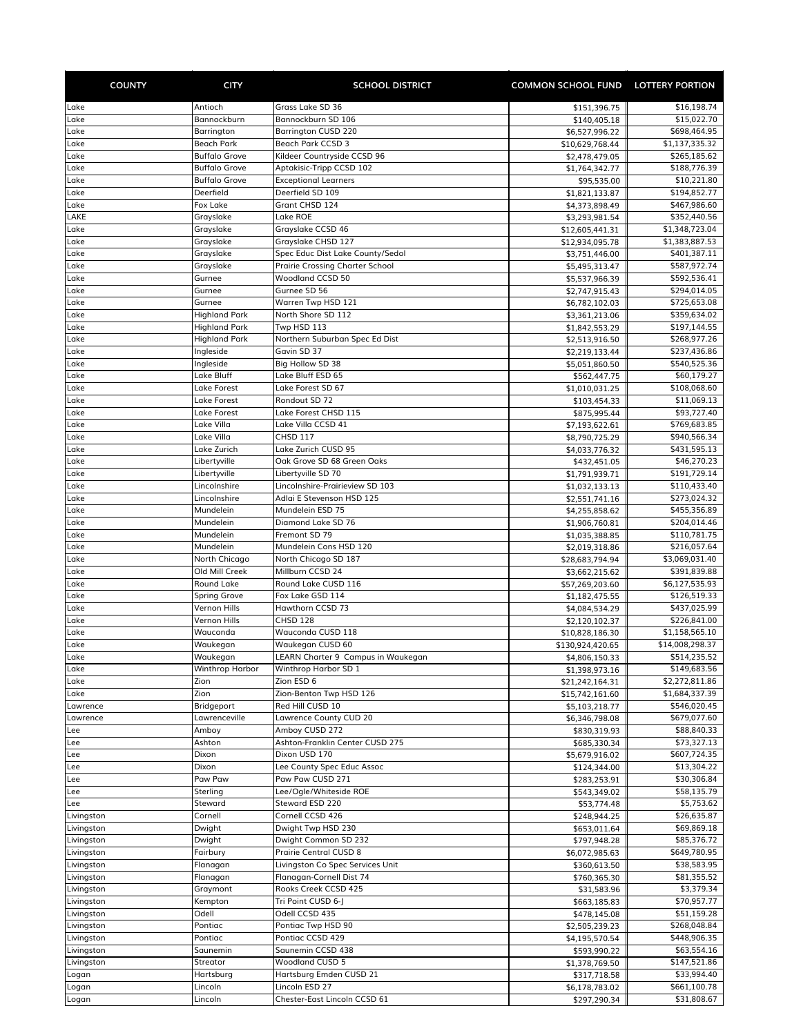| COUNTY | CITY | SCHOOL DISTRICT | COMMON SCHOOL FUND | LOTTERY PORTION |
|---|---|---|---|---|
| Lake | Antioch | Grass Lake SD 36 | $151,396.75 | $16,198.74 |
| Lake | Bannockburn | Bannockburn SD 106 | $140,405.18 | $15,022.70 |
| Lake | Barrington | Barrington CUSD 220 | $6,527,996.22 | $698,464.95 |
| Lake | Beach Park | Beach Park CCSD 3 | $10,629,768.44 | $1,137,335.32 |
| Lake | Buffalo Grove | Kildeer Countryside CCSD 96 | $2,478,479.05 | $265,185.62 |
| Lake | Buffalo Grove | Aptakisic-Tripp CCSD 102 | $1,764,342.77 | $188,776.39 |
| Lake | Buffalo Grove | Exceptional Learners | $95,535.00 | $10,221.80 |
| Lake | Deerfield | Deerfield SD 109 | $1,821,133.87 | $194,852.77 |
| Lake | Fox Lake | Grant CHSD 124 | $4,373,898.49 | $467,986.60 |
| LAKE | Grayslake | Lake ROE | $3,293,981.54 | $352,440.56 |
| Lake | Grayslake | Grayslake CCSD 46 | $12,605,441.31 | $1,348,723.04 |
| Lake | Grayslake | Grayslake CHSD 127 | $12,934,095.78 | $1,383,887.53 |
| Lake | Grayslake | Spec Educ Dist Lake County/Sedol | $3,751,446.00 | $401,387.11 |
| Lake | Grayslake | Prairie Crossing Charter School | $5,495,313.47 | $587,972.74 |
| Lake | Gurnee | Woodland CCSD 50 | $5,537,966.39 | $592,536.41 |
| Lake | Gurnee | Gurnee SD 56 | $2,747,915.43 | $294,014.05 |
| Lake | Gurnee | Warren Twp HSD 121 | $6,782,102.03 | $725,653.08 |
| Lake | Highland Park | North Shore SD 112 | $3,361,213.06 | $359,634.02 |
| Lake | Highland Park | Twp HSD 113 | $1,842,553.29 | $197,144.55 |
| Lake | Highland Park | Northern Suburban Spec Ed Dist | $2,513,916.50 | $268,977.26 |
| Lake | Ingleside | Gavin SD 37 | $2,219,133.44 | $237,436.86 |
| Lake | Ingleside | Big Hollow SD 38 | $5,051,860.50 | $540,525.36 |
| Lake | Lake Bluff | Lake Bluff ESD 65 | $562,447.75 | $60,179.27 |
| Lake | Lake Forest | Lake Forest SD 67 | $1,010,031.25 | $108,068.60 |
| Lake | Lake Forest | Rondout SD 72 | $103,454.33 | $11,069.13 |
| Lake | Lake Forest | Lake Forest CHSD 115 | $875,995.44 | $93,727.40 |
| Lake | Lake Villa | Lake Villa CCSD 41 | $7,193,622.61 | $769,683.85 |
| Lake | Lake Villa | CHSD 117 | $8,790,725.29 | $940,566.34 |
| Lake | Lake Zurich | Lake Zurich CUSD 95 | $4,033,776.32 | $431,595.13 |
| Lake | Libertyville | Oak Grove SD 68 Green Oaks | $432,451.05 | $46,270.23 |
| Lake | Libertyville | Libertyville SD 70 | $1,791,939.71 | $191,729.14 |
| Lake | Lincolnshire | Lincolnshire-Prairieview SD 103 | $1,032,133.13 | $110,433.40 |
| Lake | Lincolnshire | Adlai E Stevenson HSD 125 | $2,551,741.16 | $273,024.32 |
| Lake | Mundelein | Mundelein ESD 75 | $4,255,858.62 | $455,356.89 |
| Lake | Mundelein | Diamond Lake SD 76 | $1,906,760.81 | $204,014.46 |
| Lake | Mundelein | Fremont SD 79 | $1,035,388.85 | $110,781.75 |
| Lake | Mundelein | Mundelein Cons HSD 120 | $2,019,318.86 | $216,057.64 |
| Lake | North Chicago | North Chicago SD 187 | $28,683,794.94 | $3,069,031.40 |
| Lake | Old Mill Creek | Millburn CCSD 24 | $3,662,215.62 | $391,839.88 |
| Lake | Round Lake | Round Lake CUSD 116 | $57,269,203.60 | $6,127,535.93 |
| Lake | Spring Grove | Fox Lake GSD 114 | $1,182,475.55 | $126,519.33 |
| Lake | Vernon Hills | Hawthorn CCSD 73 | $4,084,534.29 | $437,025.99 |
| Lake | Vernon Hills | CHSD 128 | $2,120,102.37 | $226,841.00 |
| Lake | Wauconda | Wauconda CUSD 118 | $10,828,186.30 | $1,158,565.10 |
| Lake | Waukegan | Waukegan CUSD 60 | $130,924,420.65 | $14,008,298.37 |
| Lake | Waukegan | LEARN Charter 9 Campus in Waukegan | $4,806,150.33 | $514,235.52 |
| Lake | Winthrop Harbor | Winthrop Harbor SD 1 | $1,398,973.16 | $149,683.56 |
| Lake | Zion | Zion ESD 6 | $21,242,164.31 | $2,272,811.86 |
| Lake | Zion | Zion-Benton Twp HSD 126 | $15,742,161.60 | $1,684,337.39 |
| Lawrence | Bridgeport | Red Hill CUSD 10 | $5,103,218.77 | $546,020.45 |
| Lawrence | Lawrenceville | Lawrence County CUD 20 | $6,346,798.08 | $679,077.60 |
| Lee | Amboy | Amboy CUSD 272 | $830,319.93 | $88,840.33 |
| Lee | Ashton | Ashton-Franklin Center CUSD 275 | $685,330.34 | $73,327.13 |
| Lee | Dixon | Dixon USD 170 | $5,679,916.02 | $607,724.35 |
| Lee | Dixon | Lee County Spec Educ Assoc | $124,344.00 | $13,304.22 |
| Lee | Paw Paw | Paw Paw CUSD 271 | $283,253.91 | $30,306.84 |
| Lee | Sterling | Lee/Ogle/Whiteside ROE | $543,349.02 | $58,135.79 |
| Lee | Steward | Steward ESD 220 | $53,774.48 | $5,753.62 |
| Livingston | Cornell | Cornell CCSD 426 | $248,944.25 | $26,635.87 |
| Livingston | Dwight | Dwight Twp HSD 230 | $653,011.64 | $69,869.18 |
| Livingston | Dwight | Dwight Common SD 232 | $797,948.28 | $85,376.72 |
| Livingston | Fairbury | Prairie Central CUSD 8 | $6,072,985.63 | $649,780.95 |
| Livingston | Flanagan | Livingston Co Spec Services Unit | $360,613.50 | $38,583.95 |
| Livingston | Flanagan | Flanagan-Cornell Dist 74 | $760,365.30 | $81,355.52 |
| Livingston | Graymont | Rooks Creek CCSD 425 | $31,583.96 | $3,379.34 |
| Livingston | Kempton | Tri Point CUSD 6-J | $663,185.83 | $70,957.77 |
| Livingston | Odell | Odell CCSD 435 | $478,145.08 | $51,159.28 |
| Livingston | Pontiac | Pontiac Twp HSD 90 | $2,505,239.23 | $268,048.84 |
| Livingston | Pontiac | Pontiac CCSD 429 | $4,195,570.54 | $448,906.35 |
| Livingston | Saunemin | Saunemin CCSD 438 | $593,990.22 | $63,554.16 |
| Livingston | Streator | Woodland CUSD 5 | $1,378,769.50 | $147,521.86 |
| Logan | Hartsburg | Hartsburg Emden CUSD 21 | $317,718.58 | $33,994.40 |
| Logan | Lincoln | Lincoln ESD 27 | $6,178,783.02 | $661,100.78 |
| Logan | Lincoln | Chester-East Lincoln CCSD 61 | $297,290.34 | $31,808.67 |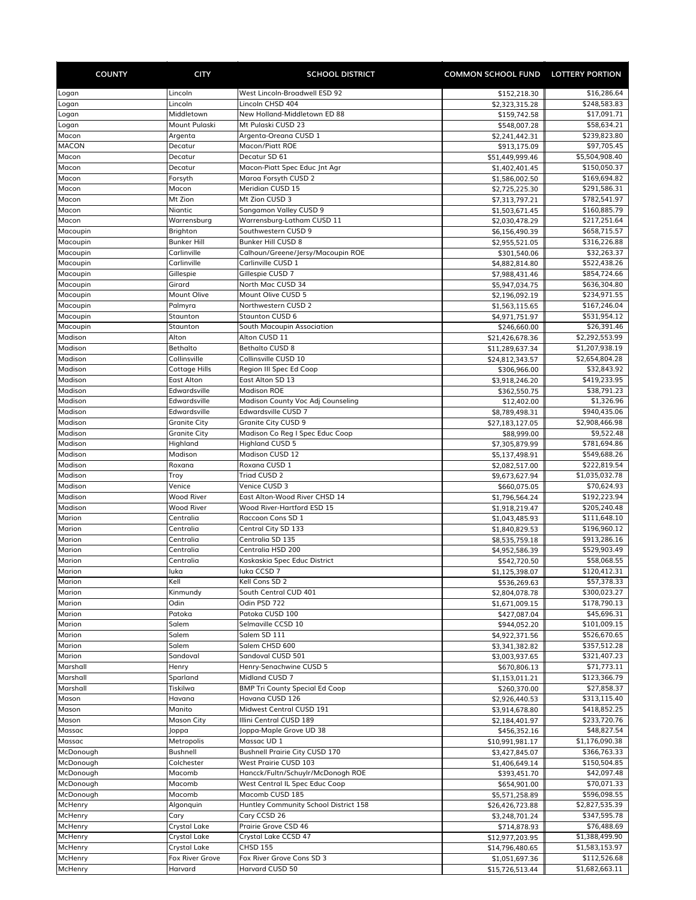| COUNTY | CITY | SCHOOL DISTRICT | COMMON SCHOOL FUND | LOTTERY PORTION |
|---|---|---|---|---|
| Logan | Lincoln | West Lincoln-Broadwell ESD 92 | $152,218.30 | $16,286.64 |
| Logan | Lincoln | Lincoln CHSD 404 | $2,323,315.28 | $248,583.83 |
| Logan | Middletown | New Holland-Middletown ED 88 | $159,742.58 | $17,091.71 |
| Logan | Mount Pulaski | Mt Pulaski CUSD 23 | $548,007.28 | $58,634.21 |
| Macon | Argenta | Argenta-Oreana CUSD 1 | $2,241,442.31 | $239,823.80 |
| MACON | Decatur | Macon/Piatt ROE | $913,175.09 | $97,705.45 |
| Macon | Decatur | Decatur SD 61 | $51,449,999.46 | $5,504,908.40 |
| Macon | Decatur | Macon-Piatt Spec Educ Jnt Agr | $1,402,401.45 | $150,050.37 |
| Macon | Forsyth | Maroa Forsyth CUSD 2 | $1,586,002.50 | $169,694.82 |
| Macon | Macon | Meridian CUSD 15 | $2,725,225.30 | $291,586.31 |
| Macon | Mt Zion | Mt Zion CUSD 3 | $7,313,797.21 | $782,541.97 |
| Macon | Niantic | Sangamon Valley CUSD 9 | $1,503,671.45 | $160,885.79 |
| Macon | Warrensburg | Warrensburg-Latham CUSD 11 | $2,030,478.29 | $217,251.64 |
| Macoupin | Brighton | Southwestern CUSD 9 | $6,156,490.39 | $658,715.57 |
| Macoupin | Bunker Hill | Bunker Hill CUSD 8 | $2,955,521.05 | $316,226.88 |
| Macoupin | Carlinville | Calhoun/Greene/Jersy/Macoupin ROE | $301,540.06 | $32,263.37 |
| Macoupin | Carlinville | Carlinville CUSD 1 | $4,882,814.80 | $522,438.26 |
| Macoupin | Gillespie | Gillespie CUSD 7 | $7,988,431.46 | $854,724.66 |
| Macoupin | Girard | North Mac CUSD 34 | $5,947,034.75 | $636,304.80 |
| Macoupin | Mount Olive | Mount Olive CUSD 5 | $2,196,092.19 | $234,971.55 |
| Macoupin | Palmyra | Northwestern CUSD 2 | $1,563,115.65 | $167,246.04 |
| Macoupin | Staunton | Staunton CUSD 6 | $4,971,751.97 | $531,954.12 |
| Macoupin | Staunton | South Macoupin Association | $246,660.00 | $26,391.46 |
| Madison | Alton | Alton CUSD 11 | $21,426,678.36 | $2,292,553.99 |
| Madison | Bethalto | Bethalto CUSD 8 | $11,289,637.34 | $1,207,938.19 |
| Madison | Collinsville | Collinsville CUSD 10 | $24,812,343.57 | $2,654,804.28 |
| Madison | Cottage Hills | Region III Spec Ed Coop | $306,966.00 | $32,843.92 |
| Madison | East Alton | East Alton SD 13 | $3,918,246.20 | $419,233.95 |
| Madison | Edwardsville | Madison ROE | $362,550.75 | $38,791.23 |
| Madison | Edwardsville | Madison County Voc Adj Counseling | $12,402.00 | $1,326.96 |
| Madison | Edwardsville | Edwardsville CUSD 7 | $8,789,498.31 | $940,435.06 |
| Madison | Granite City | Granite City CUSD 9 | $27,183,127.05 | $2,908,466.98 |
| Madison | Granite City | Madison Co Reg I Spec Educ Coop | $88,999.00 | $9,522.48 |
| Madison | Highland | Highland CUSD 5 | $7,305,879.99 | $781,694.86 |
| Madison | Madison | Madison CUSD 12 | $5,137,498.91 | $549,688.26 |
| Madison | Roxana | Roxana CUSD 1 | $2,082,517.00 | $222,819.54 |
| Madison | Troy | Triad CUSD 2 | $9,673,627.94 | $1,035,032.78 |
| Madison | Venice | Venice CUSD 3 | $660,075.05 | $70,624.93 |
| Madison | Wood River | East Alton-Wood River CHSD 14 | $1,796,564.24 | $192,223.94 |
| Madison | Wood River | Wood River-Hartford ESD 15 | $1,918,219.47 | $205,240.48 |
| Marion | Centralia | Raccoon Cons SD 1 | $1,043,485.93 | $111,648.10 |
| Marion | Centralia | Central City SD 133 | $1,840,829.53 | $196,960.12 |
| Marion | Centralia | Centralia SD 135 | $8,535,759.18 | $913,286.16 |
| Marion | Centralia | Centralia HSD 200 | $4,952,586.39 | $529,903.49 |
| Marion | Centralia | Kaskaskia Spec Educ District | $542,720.50 | $58,068.55 |
| Marion | Iuka | Iuka CCSD 7 | $1,125,398.07 | $120,412.31 |
| Marion | Kell | Kell Cons SD 2 | $536,269.63 | $57,378.33 |
| Marion | Kinmundy | South Central CUD 401 | $2,804,078.78 | $300,023.27 |
| Marion | Odin | Odin PSD 722 | $1,671,009.15 | $178,790.13 |
| Marion | Patoka | Patoka CUSD 100 | $427,087.04 | $45,696.31 |
| Marion | Salem | Selmaville CCSD 10 | $944,052.20 | $101,009.15 |
| Marion | Salem | Salem SD 111 | $4,922,371.56 | $526,670.65 |
| Marion | Salem | Salem CHSD 600 | $3,341,382.82 | $357,512.28 |
| Marion | Sandoval | Sandoval CUSD 501 | $3,003,937.65 | $321,407.23 |
| Marshall | Henry | Henry-Senachwine CUSD 5 | $670,806.13 | $71,773.11 |
| Marshall | Sparland | Midland CUSD 7 | $1,153,011.21 | $123,366.79 |
| Marshall | Tiskilwa | BMP Tri County Special Ed Coop | $260,370.00 | $27,858.37 |
| Mason | Havana | Havana CUSD 126 | $2,926,440.53 | $313,115.40 |
| Mason | Manito | Midwest Central CUSD 191 | $3,914,678.80 | $418,852.25 |
| Mason | Mason City | Illini Central CUSD 189 | $2,184,401.97 | $233,720.76 |
| Massac | Joppa | Joppa-Maple Grove UD 38 | $456,352.16 | $48,827.54 |
| Massac | Metropolis | Massac UD 1 | $10,991,981.17 | $1,176,090.38 |
| McDonough | Bushnell | Bushnell Prairie City CUSD 170 | $3,427,845.07 | $366,763.33 |
| McDonough | Colchester | West Prairie CUSD 103 | $1,406,649.14 | $150,504.85 |
| McDonough | Macomb | Hancck/Fultn/Schuylr/McDonogh ROE | $393,451.70 | $42,097.48 |
| McDonough | Macomb | West Central IL Spec Educ Coop | $654,901.00 | $70,071.33 |
| McDonough | Macomb | Macomb CUSD 185 | $5,571,258.89 | $596,098.55 |
| McHenry | Algonquin | Huntley Community School District 158 | $26,426,723.88 | $2,827,535.39 |
| McHenry | Cary | Cary CCSD 26 | $3,248,701.24 | $347,595.78 |
| McHenry | Crystal Lake | Prairie Grove CSD 46 | $714,878.93 | $76,488.69 |
| McHenry | Crystal Lake | Crystal Lake CCSD 47 | $12,977,203.95 | $1,388,499.90 |
| McHenry | Crystal Lake | CHSD 155 | $14,796,480.65 | $1,583,153.97 |
| McHenry | Fox River Grove | Fox River Grove Cons SD 3 | $1,051,697.36 | $112,526.68 |
| McHenry | Harvard | Harvard CUSD 50 | $15,726,513.44 | $1,682,663.11 |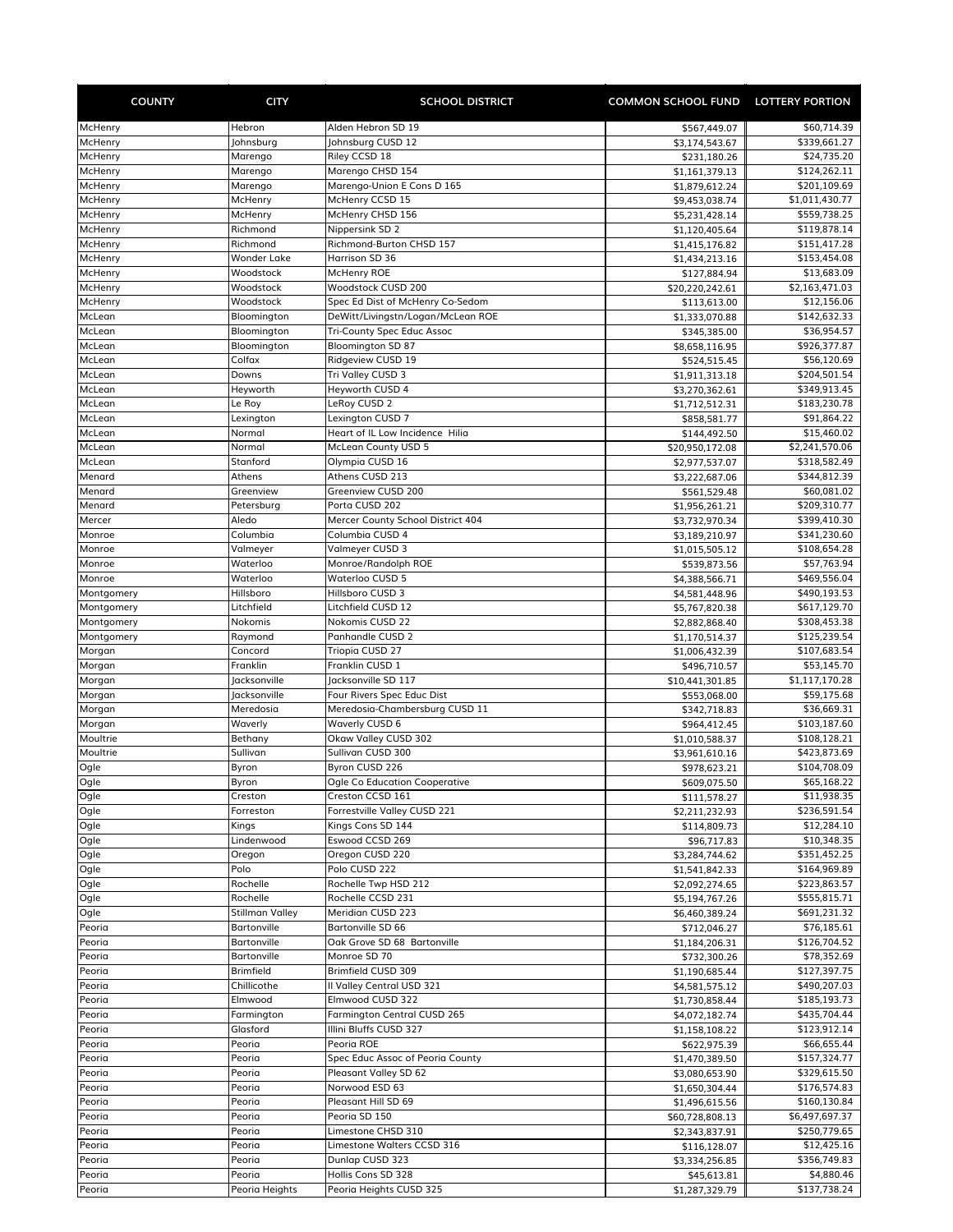| COUNTY | CITY | SCHOOL DISTRICT | COMMON SCHOOL FUND | LOTTERY PORTION |
|---|---|---|---|---|
| McHenry | Hebron | Alden Hebron SD 19 | $567,449.07 | $60,714.39 |
| McHenry | Johnsburg | Johnsburg CUSD 12 | $3,174,543.67 | $339,661.27 |
| McHenry | Marengo | Riley CCSD 18 | $231,180.26 | $24,735.20 |
| McHenry | Marengo | Marengo CHSD 154 | $1,161,379.13 | $124,262.11 |
| McHenry | Marengo | Marengo-Union E Cons D 165 | $1,879,612.24 | $201,109.69 |
| McHenry | McHenry | McHenry CCSD 15 | $9,453,038.74 | $1,011,430.77 |
| McHenry | McHenry | McHenry CHSD 156 | $5,231,428.14 | $559,738.25 |
| McHenry | Richmond | Nippersink SD 2 | $1,120,405.64 | $119,878.14 |
| McHenry | Richmond | Richmond-Burton CHSD 157 | $1,415,176.82 | $151,417.28 |
| McHenry | Wonder Lake | Harrison SD 36 | $1,434,213.16 | $153,454.08 |
| McHenry | Woodstock | McHenry ROE | $127,884.94 | $13,683.09 |
| McHenry | Woodstock | Woodstock CUSD 200 | $20,220,242.61 | $2,163,471.03 |
| McHenry | Woodstock | Spec Ed Dist of McHenry Co-Sedom | $113,613.00 | $12,156.06 |
| McLean | Bloomington | DeWitt/Livingstn/Logan/McLean ROE | $1,333,070.88 | $142,632.33 |
| McLean | Bloomington | Tri-County Spec Educ Assoc | $345,385.00 | $36,954.57 |
| McLean | Bloomington | Bloomington SD 87 | $8,658,116.95 | $926,377.87 |
| McLean | Colfax | Ridgeview CUSD 19 | $524,515.45 | $56,120.69 |
| McLean | Downs | Tri Valley CUSD 3 | $1,911,313.18 | $204,501.54 |
| McLean | Heyworth | Heyworth CUSD 4 | $3,270,362.61 | $349,913.45 |
| McLean | Le Roy | LeRoy CUSD 2 | $1,712,512.31 | $183,230.78 |
| McLean | Lexington | Lexington CUSD 7 | $858,581.77 | $91,864.22 |
| McLean | Normal | Heart of IL Low Incidence Hilia | $144,492.50 | $15,460.02 |
| McLean | Normal | McLean County USD 5 | $20,950,172.08 | $2,241,570.06 |
| McLean | Stanford | Olympia CUSD 16 | $2,977,537.07 | $318,582.49 |
| Menard | Athens | Athens CUSD 213 | $3,222,687.06 | $344,812.39 |
| Menard | Greenview | Greenview CUSD 200 | $561,529.48 | $60,081.02 |
| Menard | Petersburg | Porta CUSD 202 | $1,956,261.21 | $209,310.77 |
| Mercer | Aledo | Mercer County School District 404 | $3,732,970.34 | $399,410.30 |
| Monroe | Columbia | Columbia CUSD 4 | $3,189,210.97 | $341,230.60 |
| Monroe | Valmeyer | Valmeyer CUSD 3 | $1,015,505.12 | $108,654.28 |
| Monroe | Waterloo | Monroe/Randolph ROE | $539,873.56 | $57,763.94 |
| Monroe | Waterloo | Waterloo CUSD 5 | $4,388,566.71 | $469,556.04 |
| Montgomery | Hillsboro | Hillsboro CUSD 3 | $4,581,448.96 | $490,193.53 |
| Montgomery | Litchfield | Litchfield CUSD 12 | $5,767,820.38 | $617,129.70 |
| Montgomery | Nokomis | Nokomis CUSD 22 | $2,882,868.40 | $308,453.38 |
| Montgomery | Raymond | Panhandle CUSD 2 | $1,170,514.37 | $125,239.54 |
| Morgan | Concord | Triopia CUSD 27 | $1,006,432.39 | $107,683.54 |
| Morgan | Franklin | Franklin CUSD 1 | $496,710.57 | $53,145.70 |
| Morgan | Jacksonville | Jacksonville SD 117 | $10,441,301.85 | $1,117,170.28 |
| Morgan | Jacksonville | Four Rivers Spec Educ Dist | $553,068.00 | $59,175.68 |
| Morgan | Meredosia | Meredosia-Chambersburg CUSD 11 | $342,718.83 | $36,669.31 |
| Morgan | Waverly | Waverly CUSD 6 | $964,412.45 | $103,187.60 |
| Moultrie | Bethany | Okaw Valley CUSD 302 | $1,010,588.37 | $108,128.21 |
| Moultrie | Sullivan | Sullivan CUSD 300 | $3,961,610.16 | $423,873.69 |
| Ogle | Byron | Byron CUSD 226 | $978,623.21 | $104,708.09 |
| Ogle | Byron | Ogle Co Education Cooperative | $609,075.50 | $65,168.22 |
| Ogle | Creston | Creston CCSD 161 | $111,578.27 | $11,938.35 |
| Ogle | Forreston | Forrestville Valley CUSD 221 | $2,211,232.93 | $236,591.54 |
| Ogle | Kings | Kings Cons SD 144 | $114,809.73 | $12,284.10 |
| Ogle | Lindenwood | Eswood CCSD 269 | $96,717.83 | $10,348.35 |
| Ogle | Oregon | Oregon CUSD 220 | $3,284,744.62 | $351,452.25 |
| Ogle | Polo | Polo CUSD 222 | $1,541,842.33 | $164,969.89 |
| Ogle | Rochelle | Rochelle Twp HSD 212 | $2,092,274.65 | $223,863.57 |
| Ogle | Rochelle | Rochelle CCSD 231 | $5,194,767.26 | $555,815.71 |
| Ogle | Stillman Valley | Meridian CUSD 223 | $6,460,389.24 | $691,231.32 |
| Peoria | Bartonville | Bartonville SD 66 | $712,046.27 | $76,185.61 |
| Peoria | Bartonville | Oak Grove SD 68 Bartonville | $1,184,206.31 | $126,704.52 |
| Peoria | Bartonville | Monroe SD 70 | $732,300.26 | $78,352.69 |
| Peoria | Brimfield | Brimfield CUSD 309 | $1,190,685.44 | $127,397.75 |
| Peoria | Chillicothe | Il Valley Central USD 321 | $4,581,575.12 | $490,207.03 |
| Peoria | Elmwood | Elmwood CUSD 322 | $1,730,858.44 | $185,193.73 |
| Peoria | Farmington | Farmington Central CUSD 265 | $4,072,182.74 | $435,704.44 |
| Peoria | Glasford | Illini Bluffs CUSD 327 | $1,158,108.22 | $123,912.14 |
| Peoria | Peoria | Peoria ROE | $622,975.39 | $66,655.44 |
| Peoria | Peoria | Spec Educ Assoc of Peoria County | $1,470,389.50 | $157,324.77 |
| Peoria | Peoria | Pleasant Valley SD 62 | $3,080,653.90 | $329,615.50 |
| Peoria | Peoria | Norwood ESD 63 | $1,650,304.44 | $176,574.83 |
| Peoria | Peoria | Pleasant Hill SD 69 | $1,496,615.56 | $160,130.84 |
| Peoria | Peoria | Peoria SD 150 | $60,728,808.13 | $6,497,697.37 |
| Peoria | Peoria | Limestone CHSD 310 | $2,343,837.91 | $250,779.65 |
| Peoria | Peoria | Limestone Walters CCSD 316 | $116,128.07 | $12,425.16 |
| Peoria | Peoria | Dunlap CUSD 323 | $3,334,256.85 | $356,749.83 |
| Peoria | Peoria | Hollis Cons SD 328 | $45,613.81 | $4,880.46 |
| Peoria | Peoria Heights | Peoria Heights CUSD 325 | $1,287,329.79 | $137,738.24 |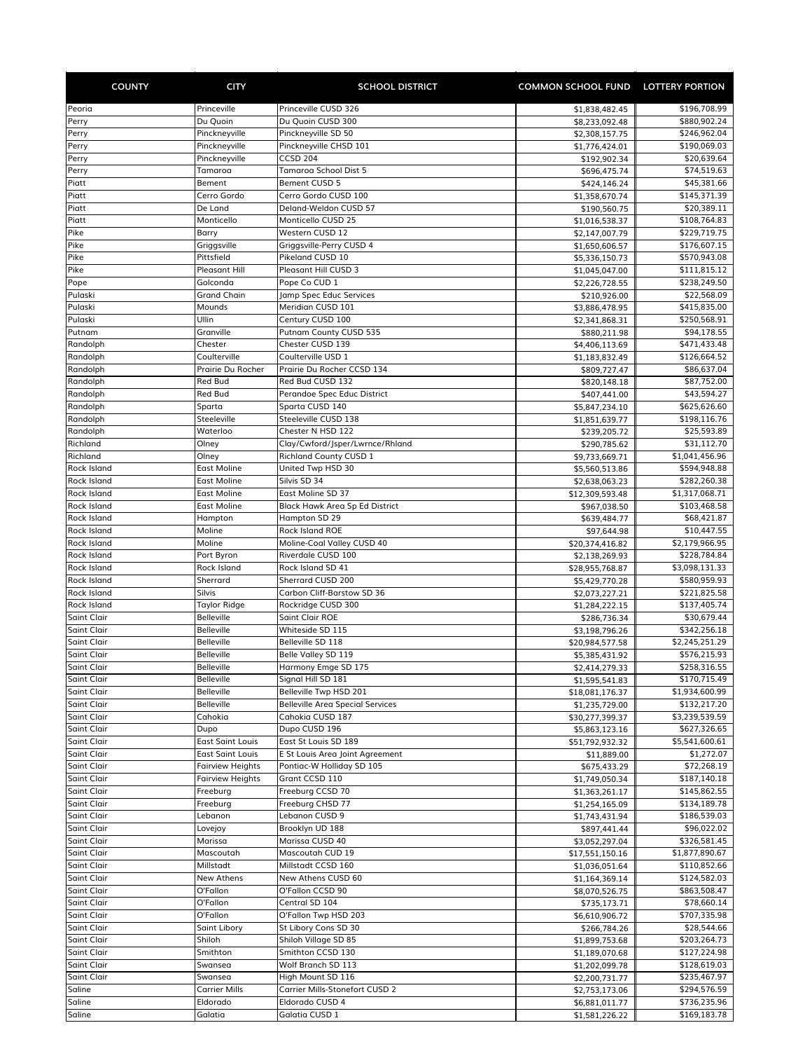| COUNTY | CITY | SCHOOL DISTRICT | COMMON SCHOOL FUND | LOTTERY PORTION |
|---|---|---|---|---|
| Peoria | Princeville | Princeville CUSD 326 | $1,838,482.45 | $196,708.99 |
| Perry | Du Quoin | Du Quoin CUSD 300 | $8,233,092.48 | $880,902.24 |
| Perry | Pinckneyville | Pinckneyville SD 50 | $2,308,157.75 | $246,962.04 |
| Perry | Pinckneyville | Pinckneyville CHSD 101 | $1,776,424.01 | $190,069.03 |
| Perry | Pinckneyville | CCSD 204 | $192,902.34 | $20,639.64 |
| Perry | Tamaroa | Tamaroa School Dist 5 | $696,475.74 | $74,519.63 |
| Piatt | Bement | Bement CUSD 5 | $424,146.24 | $45,381.66 |
| Piatt | Cerro Gordo | Cerro Gordo CUSD 100 | $1,358,670.74 | $145,371.39 |
| Piatt | De Land | Deland-Weldon CUSD 57 | $190,560.75 | $20,389.11 |
| Piatt | Monticello | Monticello CUSD 25 | $1,016,538.37 | $108,764.83 |
| Pike | Barry | Western CUSD 12 | $2,147,007.79 | $229,719.75 |
| Pike | Griggsville | Griggsville-Perry CUSD 4 | $1,650,606.57 | $176,607.15 |
| Pike | Pittsfield | Pikeland CUSD 10 | $5,336,150.73 | $570,943.08 |
| Pike | Pleasant Hill | Pleasant Hill CUSD 3 | $1,045,047.00 | $111,815.12 |
| Pope | Golconda | Pope Co CUD 1 | $2,226,728.55 | $238,249.50 |
| Pulaski | Grand Chain | Jamp Spec Educ Services | $210,926.00 | $22,568.09 |
| Pulaski | Mounds | Meridian CUSD 101 | $3,886,478.95 | $415,835.00 |
| Pulaski | Ullin | Century CUSD 100 | $2,341,868.31 | $250,568.91 |
| Putnam | Granville | Putnam County CUSD 535 | $880,211.98 | $94,178.55 |
| Randolph | Chester | Chester CUSD 139 | $4,406,113.69 | $471,433.48 |
| Randolph | Coulterville | Coulterville USD 1 | $1,183,832.49 | $126,664.52 |
| Randolph | Prairie Du Rocher | Prairie Du Rocher CCSD 134 | $809,727.47 | $86,637.04 |
| Randolph | Red Bud | Red Bud CUSD 132 | $820,148.18 | $87,752.00 |
| Randolph | Red Bud | Perandoe Spec Educ District | $407,441.00 | $43,594.27 |
| Randolph | Sparta | Sparta CUSD 140 | $5,847,234.10 | $625,626.60 |
| Randolph | Steeleville | Steeleville CUSD 138 | $1,851,639.77 | $198,116.76 |
| Randolph | Waterloo | Chester N HSD 122 | $239,205.72 | $25,593.89 |
| Richland | Olney | Clay/Cwford/Jsper/Lwrnce/Rhland | $290,785.62 | $31,112.70 |
| Richland | Olney | Richland County CUSD 1 | $9,733,669.71 | $1,041,456.96 |
| Rock Island | East Moline | United Twp HSD 30 | $5,560,513.86 | $594,948.88 |
| Rock Island | East Moline | Silvis SD 34 | $2,638,063.23 | $282,260.38 |
| Rock Island | East Moline | East Moline SD 37 | $12,309,593.48 | $1,317,068.71 |
| Rock Island | East Moline | Black Hawk Area Sp Ed District | $967,038.50 | $103,468.58 |
| Rock Island | Hampton | Hampton SD 29 | $639,484.77 | $68,421.87 |
| Rock Island | Moline | Rock Island ROE | $97,644.98 | $10,447.55 |
| Rock Island | Moline | Moline-Coal Valley CUSD 40 | $20,374,416.82 | $2,179,966.95 |
| Rock Island | Port Byron | Riverdale CUSD 100 | $2,138,269.93 | $228,784.84 |
| Rock Island | Rock Island | Rock Island SD 41 | $28,955,768.87 | $3,098,131.33 |
| Rock Island | Sherrard | Sherrard CUSD 200 | $5,429,770.28 | $580,959.93 |
| Rock Island | Silvis | Carbon Cliff-Barstow SD 36 | $2,073,227.21 | $221,825.58 |
| Rock Island | Taylor Ridge | Rockridge CUSD 300 | $1,284,222.15 | $137,405.74 |
| Saint Clair | Belleville | Saint Clair ROE | $286,736.34 | $30,679.44 |
| Saint Clair | Belleville | Whiteside SD 115 | $3,198,796.26 | $342,256.18 |
| Saint Clair | Belleville | Belleville SD 118 | $20,984,577.58 | $2,245,251.29 |
| Saint Clair | Belleville | Belle Valley SD 119 | $5,385,431.92 | $576,215.93 |
| Saint Clair | Belleville | Harmony Emge SD 175 | $2,414,279.33 | $258,316.55 |
| Saint Clair | Belleville | Signal Hill SD 181 | $1,595,541.83 | $170,715.49 |
| Saint Clair | Belleville | Belleville Twp HSD 201 | $18,081,176.37 | $1,934,600.99 |
| Saint Clair | Belleville | Belleville Area Special Services | $1,235,729.00 | $132,217.20 |
| Saint Clair | Cahokia | Cahokia CUSD 187 | $30,277,399.37 | $3,239,539.59 |
| Saint Clair | Dupo | Dupo CUSD 196 | $5,863,123.16 | $627,326.65 |
| Saint Clair | East Saint Louis | East St Louis SD 189 | $51,792,932.32 | $5,541,600.61 |
| Saint Clair | East Saint Louis | E St Louis Area Joint Agreement | $11,889.00 | $1,272.07 |
| Saint Clair | Fairview Heights | Pontiac-W Holliday SD 105 | $675,433.29 | $72,268.19 |
| Saint Clair | Fairview Heights | Grant CCSD 110 | $1,749,050.34 | $187,140.18 |
| Saint Clair | Freeburg | Freeburg CCSD 70 | $1,363,261.17 | $145,862.55 |
| Saint Clair | Freeburg | Freeburg CHSD 77 | $1,254,165.09 | $134,189.78 |
| Saint Clair | Lebanon | Lebanon CUSD 9 | $1,743,431.94 | $186,539.03 |
| Saint Clair | Lovejoy | Brooklyn UD 188 | $897,441.44 | $96,022.02 |
| Saint Clair | Marissa | Marissa CUSD 40 | $3,052,297.04 | $326,581.45 |
| Saint Clair | Mascoutah | Mascoutah CUD 19 | $17,551,150.16 | $1,877,890.67 |
| Saint Clair | Millstadt | Millstadt CCSD 160 | $1,036,051.64 | $110,852.66 |
| Saint Clair | New Athens | New Athens CUSD 60 | $1,164,369.14 | $124,582.03 |
| Saint Clair | O'Fallon | O'Fallon CCSD 90 | $8,070,526.75 | $863,508.47 |
| Saint Clair | O'Fallon | Central SD 104 | $735,173.71 | $78,660.14 |
| Saint Clair | O'Fallon | O'Fallon Twp HSD 203 | $6,610,906.72 | $707,335.98 |
| Saint Clair | Saint Libory | St Libory Cons SD 30 | $266,784.26 | $28,544.66 |
| Saint Clair | Shiloh | Shiloh Village SD 85 | $1,899,753.68 | $203,264.73 |
| Saint Clair | Smithton | Smithton CCSD 130 | $1,189,070.68 | $127,224.98 |
| Saint Clair | Swansea | Wolf Branch SD 113 | $1,202,099.78 | $128,619.03 |
| Saint Clair | Swansea | High Mount SD 116 | $2,200,731.77 | $235,467.97 |
| Saline | Carrier Mills | Carrier Mills-Stonefort CUSD 2 | $2,753,173.06 | $294,576.59 |
| Saline | Eldorado | Eldorado CUSD 4 | $6,881,011.77 | $736,235.96 |
| Saline | Galatia | Galatia CUSD 1 | $1,581,226.22 | $169,183.78 |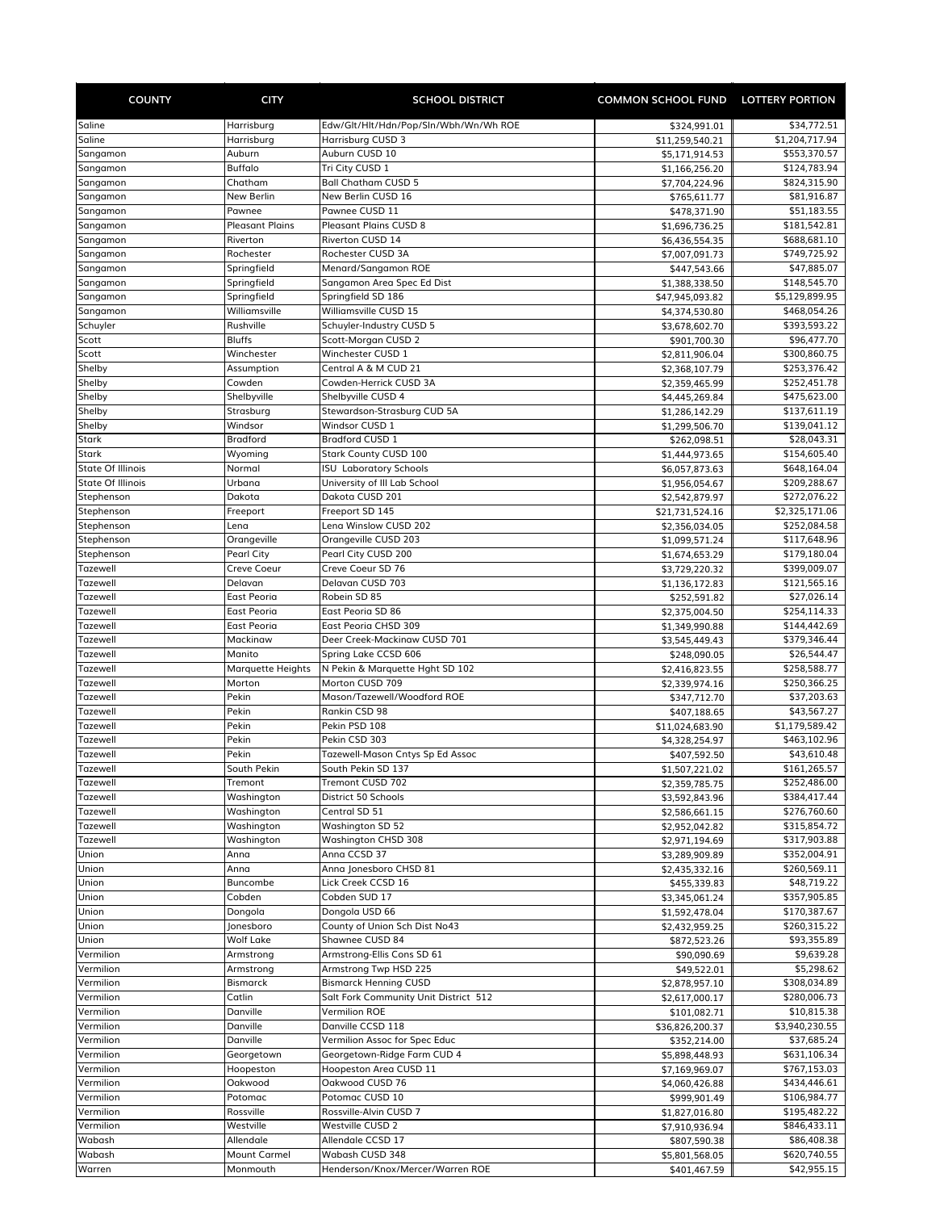| COUNTY | CITY | SCHOOL DISTRICT | COMMON SCHOOL FUND | LOTTERY PORTION |
|---|---|---|---|---|
| Saline | Harrisburg | Edw/Glt/Hlt/Hdn/Pop/Sln/Wbh/Wn/Wh ROE | $324,991.01 | $34,772.51 |
| Saline | Harrisburg | Harrisburg CUSD 3 | $11,259,540.21 | $1,204,717.94 |
| Sangamon | Auburn | Auburn CUSD 10 | $5,171,914.53 | $553,370.57 |
| Sangamon | Buffalo | Tri City CUSD 1 | $1,166,256.20 | $124,783.94 |
| Sangamon | Chatham | Ball Chatham CUSD 5 | $7,704,224.96 | $824,315.90 |
| Sangamon | New Berlin | New Berlin CUSD 16 | $765,611.77 | $81,916.87 |
| Sangamon | Pawnee | Pawnee CUSD 11 | $478,371.90 | $51,183.55 |
| Sangamon | Pleasant Plains | Pleasant Plains CUSD 8 | $1,696,736.25 | $181,542.81 |
| Sangamon | Riverton | Riverton CUSD 14 | $6,436,554.35 | $688,681.10 |
| Sangamon | Rochester | Rochester CUSD 3A | $7,007,091.73 | $749,725.92 |
| Sangamon | Springfield | Menard/Sangamon ROE | $447,543.66 | $47,885.07 |
| Sangamon | Springfield | Sangamon Area Spec Ed Dist | $1,388,338.50 | $148,545.70 |
| Sangamon | Springfield | Springfield SD 186 | $47,945,093.82 | $5,129,899.95 |
| Sangamon | Williamsville | Williamsville CUSD 15 | $4,374,530.80 | $468,054.26 |
| Schuyler | Rushville | Schuyler-Industry CUSD 5 | $3,678,602.70 | $393,593.22 |
| Scott | Bluffs | Scott-Morgan CUSD 2 | $901,700.30 | $96,477.70 |
| Scott | Winchester | Winchester CUSD 1 | $2,811,906.04 | $300,860.75 |
| Shelby | Assumption | Central A & M CUD 21 | $2,368,107.79 | $253,376.42 |
| Shelby | Cowden | Cowden-Herrick CUSD 3A | $2,359,465.99 | $252,451.78 |
| Shelby | Shelbyville | Shelbyville CUSD 4 | $4,445,269.84 | $475,623.00 |
| Shelby | Strasburg | Stewardson-Strasburg CUD 5A | $1,286,142.29 | $137,611.19 |
| Shelby | Windsor | Windsor CUSD 1 | $1,299,506.70 | $139,041.12 |
| Stark | Bradford | Bradford CUSD 1 | $262,098.51 | $28,043.31 |
| Stark | Wyoming | Stark County CUSD 100 | $1,444,973.65 | $154,605.40 |
| State Of Illinois | Normal | ISU Laboratory Schools | $6,057,873.63 | $648,164.04 |
| State Of Illinois | Urbana | University of Ill Lab School | $1,956,054.67 | $209,288.67 |
| Stephenson | Dakota | Dakota CUSD 201 | $2,542,879.97 | $272,076.22 |
| Stephenson | Freeport | Freeport SD 145 | $21,731,524.16 | $2,325,171.06 |
| Stephenson | Lena | Lena Winslow CUSD 202 | $2,356,034.05 | $252,084.58 |
| Stephenson | Orangeville | Orangeville CUSD 203 | $1,099,571.24 | $117,648.96 |
| Stephenson | Pearl City | Pearl City CUSD 200 | $1,674,653.29 | $179,180.04 |
| Tazewell | Creve Coeur | Creve Coeur SD 76 | $3,729,220.32 | $399,009.07 |
| Tazewell | Delavan | Delavan CUSD 703 | $1,136,172.83 | $121,565.16 |
| Tazewell | East Peoria | Robein SD 85 | $252,591.82 | $27,026.14 |
| Tazewell | East Peoria | East Peoria SD 86 | $2,375,004.50 | $254,114.33 |
| Tazewell | East Peoria | East Peoria CHSD 309 | $1,349,990.88 | $144,442.69 |
| Tazewell | Mackinaw | Deer Creek-Mackinaw CUSD 701 | $3,545,449.43 | $379,346.44 |
| Tazewell | Manito | Spring Lake CCSD 606 | $248,090.05 | $26,544.47 |
| Tazewell | Marquette Heights | N Pekin & Marquette Hght SD 102 | $2,416,823.55 | $258,588.77 |
| Tazewell | Morton | Morton CUSD 709 | $2,339,974.16 | $250,366.25 |
| Tazewell | Pekin | Mason/Tazewell/Woodford ROE | $347,712.70 | $37,203.63 |
| Tazewell | Pekin | Rankin CSD 98 | $407,188.65 | $43,567.27 |
| Tazewell | Pekin | Pekin PSD 108 | $11,024,683.90 | $1,179,589.42 |
| Tazewell | Pekin | Pekin CSD 303 | $4,328,254.97 | $463,102.96 |
| Tazewell | Pekin | Tazewell-Mason Cntys Sp Ed Assoc | $407,592.50 | $43,610.48 |
| Tazewell | South Pekin | South Pekin SD 137 | $1,507,221.02 | $161,265.57 |
| Tazewell | Tremont | Tremont CUSD 702 | $2,359,785.75 | $252,486.00 |
| Tazewell | Washington | District 50 Schools | $3,592,843.96 | $384,417.44 |
| Tazewell | Washington | Central SD 51 | $2,586,661.15 | $276,760.60 |
| Tazewell | Washington | Washington SD 52 | $2,952,042.82 | $315,854.72 |
| Tazewell | Washington | Washington CHSD 308 | $2,971,194.69 | $317,903.88 |
| Union | Anna | Anna CCSD 37 | $3,289,909.89 | $352,004.91 |
| Union | Anna | Anna Jonesboro CHSD 81 | $2,435,332.16 | $260,569.11 |
| Union | Buncombe | Lick Creek CCSD 16 | $455,339.83 | $48,719.22 |
| Union | Cobden | Cobden SUD 17 | $3,345,061.24 | $357,905.85 |
| Union | Dongola | Dongola USD 66 | $1,592,478.04 | $170,387.67 |
| Union | Jonesboro | County of Union Sch Dist No43 | $2,432,959.25 | $260,315.22 |
| Union | Wolf Lake | Shawnee CUSD 84 | $872,523.26 | $93,355.89 |
| Vermilion | Armstrong | Armstrong-Ellis Cons SD 61 | $90,090.69 | $9,639.28 |
| Vermilion | Armstrong | Armstrong Twp HSD 225 | $49,522.01 | $5,298.62 |
| Vermilion | Bismarck | Bismarck Henning CUSD | $2,878,957.10 | $308,034.89 |
| Vermilion | Catlin | Salt Fork Community Unit District 512 | $2,617,000.17 | $280,006.73 |
| Vermilion | Danville | Vermilion ROE | $101,082.71 | $10,815.38 |
| Vermilion | Danville | Danville CCSD 118 | $36,826,200.37 | $3,940,230.55 |
| Vermilion | Danville | Vermilion Assoc for Spec Educ | $352,214.00 | $37,685.24 |
| Vermilion | Georgetown | Georgetown-Ridge Farm CUD 4 | $5,898,448.93 | $631,106.34 |
| Vermilion | Hoopeston | Hoopeston Area CUSD 11 | $7,169,969.07 | $767,153.03 |
| Vermilion | Oakwood | Oakwood CUSD 76 | $4,060,426.88 | $434,446.61 |
| Vermilion | Potomac | Potomac CUSD 10 | $999,901.49 | $106,984.77 |
| Vermilion | Rossville | Rossville-Alvin CUSD 7 | $1,827,016.80 | $195,482.22 |
| Vermilion | Westville | Westville CUSD 2 | $7,910,936.94 | $846,433.11 |
| Wabash | Allendale | Allendale CCSD 17 | $807,590.38 | $86,408.38 |
| Wabash | Mount Carmel | Wabash CUSD 348 | $5,801,568.05 | $620,740.55 |
| Warren | Monmouth | Henderson/Knox/Mercer/Warren ROE | $401,467.59 | $42,955.15 |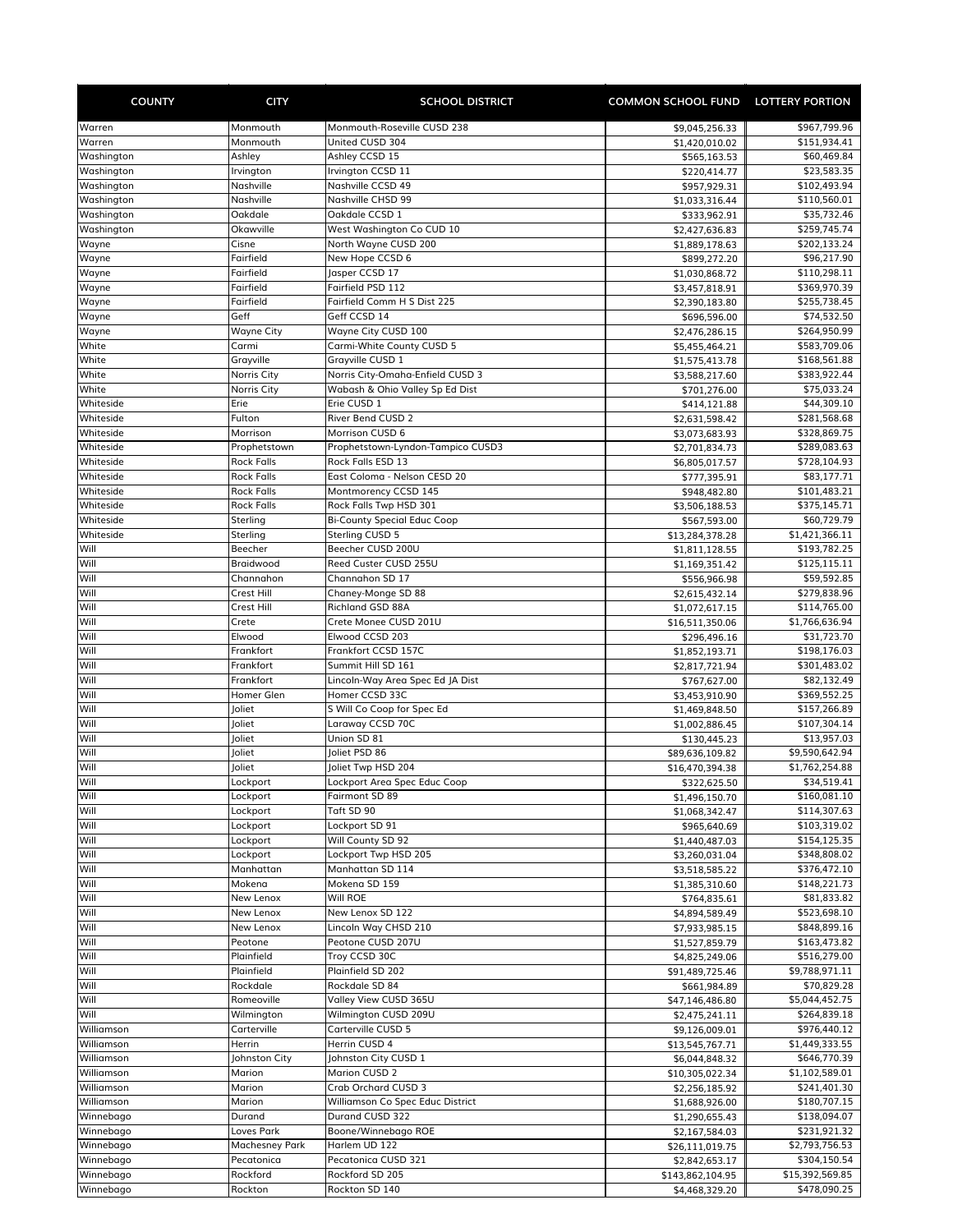| COUNTY | CITY | SCHOOL DISTRICT | COMMON SCHOOL FUND | LOTTERY PORTION |
|---|---|---|---|---|
| Warren | Monmouth | Monmouth-Roseville CUSD 238 | $9,045,256.33 | $967,799.96 |
| Warren | Monmouth | United CUSD 304 | $1,420,010.02 | $151,934.41 |
| Washington | Ashley | Ashley CCSD 15 | $565,163.53 | $60,469.84 |
| Washington | Irvington | Irvington CCSD 11 | $220,414.77 | $23,583.35 |
| Washington | Nashville | Nashville CCSD 49 | $957,929.31 | $102,493.94 |
| Washington | Nashville | Nashville CHSD 99 | $1,033,316.44 | $110,560.01 |
| Washington | Oakdale | Oakdale CCSD 1 | $333,962.91 | $35,732.46 |
| Washington | Okawville | West Washington Co CUD 10 | $2,427,636.83 | $259,745.74 |
| Wayne | Cisne | North Wayne CUSD 200 | $1,889,178.63 | $202,133.24 |
| Wayne | Fairfield | New Hope CCSD 6 | $899,272.20 | $96,217.90 |
| Wayne | Fairfield | Jasper CCSD 17 | $1,030,868.72 | $110,298.11 |
| Wayne | Fairfield | Fairfield PSD 112 | $3,457,818.91 | $369,970.39 |
| Wayne | Fairfield | Fairfield Comm H S Dist 225 | $2,390,183.80 | $255,738.45 |
| Wayne | Geff | Geff CCSD 14 | $696,596.00 | $74,532.50 |
| Wayne | Wayne City | Wayne City CUSD 100 | $2,476,286.15 | $264,950.99 |
| White | Carmi | Carmi-White County CUSD 5 | $5,455,464.21 | $583,709.06 |
| White | Grayville | Grayville CUSD 1 | $1,575,413.78 | $168,561.88 |
| White | Norris City | Norris City-Omaha-Enfield CUSD 3 | $3,588,217.60 | $383,922.44 |
| White | Norris City | Wabash & Ohio Valley Sp Ed Dist | $701,276.00 | $75,033.24 |
| Whiteside | Erie | Erie CUSD 1 | $414,121.88 | $44,309.10 |
| Whiteside | Fulton | River Bend CUSD 2 | $2,631,598.42 | $281,568.68 |
| Whiteside | Morrison | Morrison CUSD 6 | $3,073,683.93 | $328,869.75 |
| Whiteside | Prophetstown | Prophetstown-Lyndon-Tampico CUSD3 | $2,701,834.73 | $289,083.63 |
| Whiteside | Rock Falls | Rock Falls ESD 13 | $6,805,017.57 | $728,104.93 |
| Whiteside | Rock Falls | East Coloma - Nelson CESD 20 | $777,395.91 | $83,177.71 |
| Whiteside | Rock Falls | Montmorency CCSD 145 | $948,482.80 | $101,483.21 |
| Whiteside | Rock Falls | Rock Falls Twp HSD 301 | $3,506,188.53 | $375,145.71 |
| Whiteside | Sterling | Bi-County Special Educ Coop | $567,593.00 | $60,729.79 |
| Whiteside | Sterling | Sterling CUSD 5 | $13,284,378.28 | $1,421,366.11 |
| Will | Beecher | Beecher CUSD 200U | $1,811,128.55 | $193,782.25 |
| Will | Braidwood | Reed Custer CUSD 255U | $1,169,351.42 | $125,115.11 |
| Will | Channahon | Channahon SD 17 | $556,966.98 | $59,592.85 |
| Will | Crest Hill | Chaney-Monge SD 88 | $2,615,432.14 | $279,838.96 |
| Will | Crest Hill | Richland GSD 88A | $1,072,617.15 | $114,765.00 |
| Will | Crete | Crete Monee CUSD 201U | $16,511,350.06 | $1,766,636.94 |
| Will | Elwood | Elwood CCSD 203 | $296,496.16 | $31,723.70 |
| Will | Frankfort | Frankfort CCSD 157C | $1,852,193.71 | $198,176.03 |
| Will | Frankfort | Summit Hill SD 161 | $2,817,721.94 | $301,483.02 |
| Will | Frankfort | Lincoln-Way Area Spec Ed JA Dist | $767,627.00 | $82,132.49 |
| Will | Homer Glen | Homer CCSD 33C | $3,453,910.90 | $369,552.25 |
| Will | Joliet | S Will Co Coop for Spec Ed | $1,469,848.50 | $157,266.89 |
| Will | Joliet | Laraway CCSD 70C | $1,002,886.45 | $107,304.14 |
| Will | Joliet | Union SD 81 | $130,445.23 | $13,957.03 |
| Will | Joliet | Joliet PSD 86 | $89,636,109.82 | $9,590,642.94 |
| Will | Joliet | Joliet Twp HSD 204 | $16,470,394.38 | $1,762,254.88 |
| Will | Lockport | Lockport Area Spec Educ Coop | $322,625.50 | $34,519.41 |
| Will | Lockport | Fairmont SD 89 | $1,496,150.70 | $160,081.10 |
| Will | Lockport | Taft SD 90 | $1,068,342.47 | $114,307.63 |
| Will | Lockport | Lockport SD 91 | $965,640.69 | $103,319.02 |
| Will | Lockport | Will County SD 92 | $1,440,487.03 | $154,125.35 |
| Will | Lockport | Lockport Twp HSD 205 | $3,260,031.04 | $348,808.02 |
| Will | Manhattan | Manhattan SD 114 | $3,518,585.22 | $376,472.10 |
| Will | Mokena | Mokena SD 159 | $1,385,310.60 | $148,221.73 |
| Will | New Lenox | Will ROE | $764,835.61 | $81,833.82 |
| Will | New Lenox | New Lenox SD 122 | $4,894,589.49 | $523,698.10 |
| Will | New Lenox | Lincoln Way CHSD 210 | $7,933,985.15 | $848,899.16 |
| Will | Peotone | Peotone CUSD 207U | $1,527,859.79 | $163,473.82 |
| Will | Plainfield | Troy CCSD 30C | $4,825,249.06 | $516,279.00 |
| Will | Plainfield | Plainfield SD 202 | $91,489,725.46 | $9,788,971.11 |
| Will | Rockdale | Rockdale SD 84 | $661,984.89 | $70,829.28 |
| Will | Romeoville | Valley View CUSD 365U | $47,146,486.80 | $5,044,452.75 |
| Will | Wilmington | Wilmington CUSD 209U | $2,475,241.11 | $264,839.18 |
| Williamson | Carterville | Carterville CUSD 5 | $9,126,009.01 | $976,440.12 |
| Williamson | Herrin | Herrin CUSD 4 | $13,545,767.71 | $1,449,333.55 |
| Williamson | Johnston City | Johnston City CUSD 1 | $6,044,848.32 | $646,770.39 |
| Williamson | Marion | Marion CUSD 2 | $10,305,022.34 | $1,102,589.01 |
| Williamson | Marion | Crab Orchard CUSD 3 | $2,256,185.92 | $241,401.30 |
| Williamson | Marion | Williamson Co Spec Educ District | $1,688,926.00 | $180,707.15 |
| Winnebago | Durand | Durand CUSD 322 | $1,290,655.43 | $138,094.07 |
| Winnebago | Loves Park | Boone/Winnebago ROE | $2,167,584.03 | $231,921.32 |
| Winnebago | Machesney Park | Harlem UD 122 | $26,111,019.75 | $2,793,756.53 |
| Winnebago | Pecatonica | Pecatonica CUSD 321 | $2,842,653.17 | $304,150.54 |
| Winnebago | Rockford | Rockford SD 205 | $143,862,104.95 | $15,392,569.85 |
| Winnebago | Rockton | Rockton SD 140 | $4,468,329.20 | $478,090.25 |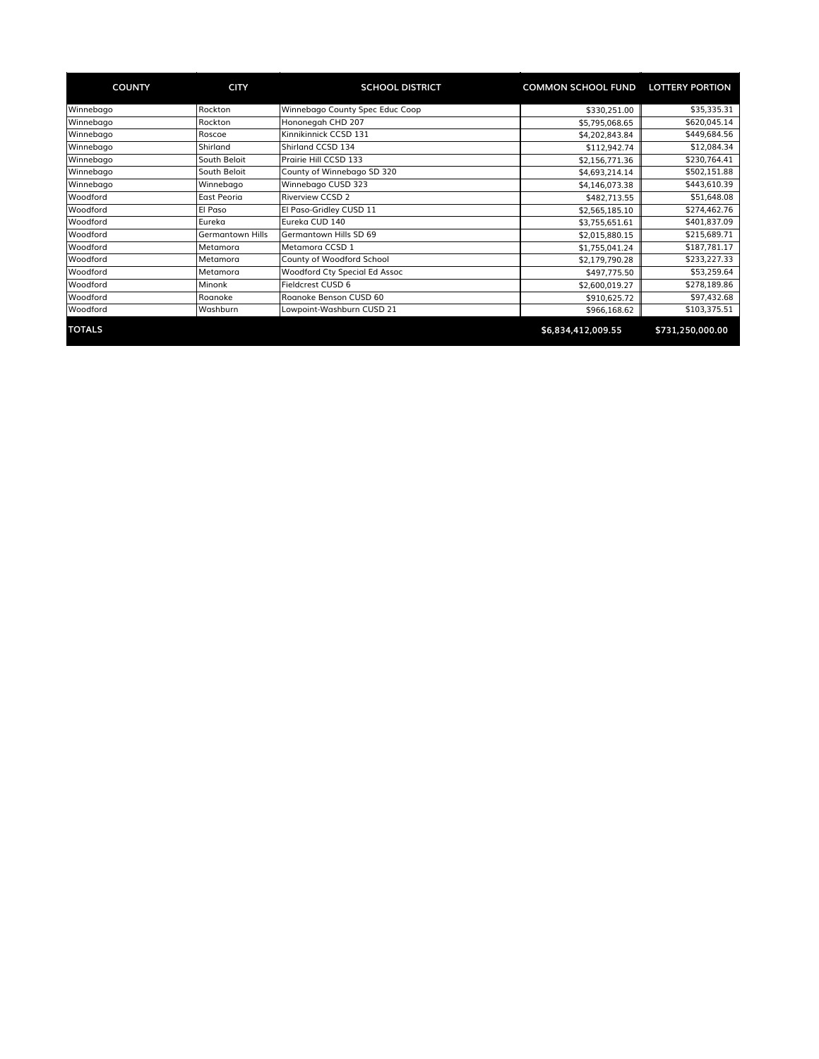| COUNTY | CITY | SCHOOL DISTRICT | COMMON SCHOOL FUND | LOTTERY PORTION |
| --- | --- | --- | --- | --- |
| Winnebago | Rockton | Winnebago County Spec Educ Coop | $330,251.00 | $35,335.31 |
| Winnebago | Rockton | Hononegah CHD 207 | $5,795,068.65 | $620,045.14 |
| Winnebago | Roscoe | Kinnikinnick CCSD 131 | $4,202,843.84 | $449,684.56 |
| Winnebago | Shirland | Shirland CCSD 134 | $112,942.74 | $12,084.34 |
| Winnebago | South Beloit | Prairie Hill CCSD 133 | $2,156,771.36 | $230,764.41 |
| Winnebago | South Beloit | County of Winnebago SD 320 | $4,693,214.14 | $502,151.88 |
| Winnebago | Winnebago | Winnebago CUSD 323 | $4,146,073.38 | $443,610.39 |
| Woodford | East Peoria | Riverview CCSD 2 | $482,713.55 | $51,648.08 |
| Woodford | El Paso | El Paso-Gridley CUSD 11 | $2,565,185.10 | $274,462.76 |
| Woodford | Eureka | Eureka CUD 140 | $3,755,651.61 | $401,837.09 |
| Woodford | Germantown Hills | Germantown Hills SD 69 | $2,015,880.15 | $215,689.71 |
| Woodford | Metamora | Metamora CCSD 1 | $1,755,041.24 | $187,781.17 |
| Woodford | Metamora | County of Woodford School | $2,179,790.28 | $233,227.33 |
| Woodford | Metamora | Woodford Cty Special Ed Assoc | $497,775.50 | $53,259.64 |
| Woodford | Minonk | Fieldcrest CUSD 6 | $2,600,019.27 | $278,189.86 |
| Woodford | Roanoke | Roanoke Benson CUSD 60 | $910,625.72 | $97,432.68 |
| Woodford | Washburn | Lowpoint-Washburn CUSD 21 | $966,168.62 | $103,375.51 |
| **TOTALS** | | | **$6,834,412,009.55** | **$731,250,000.00** |